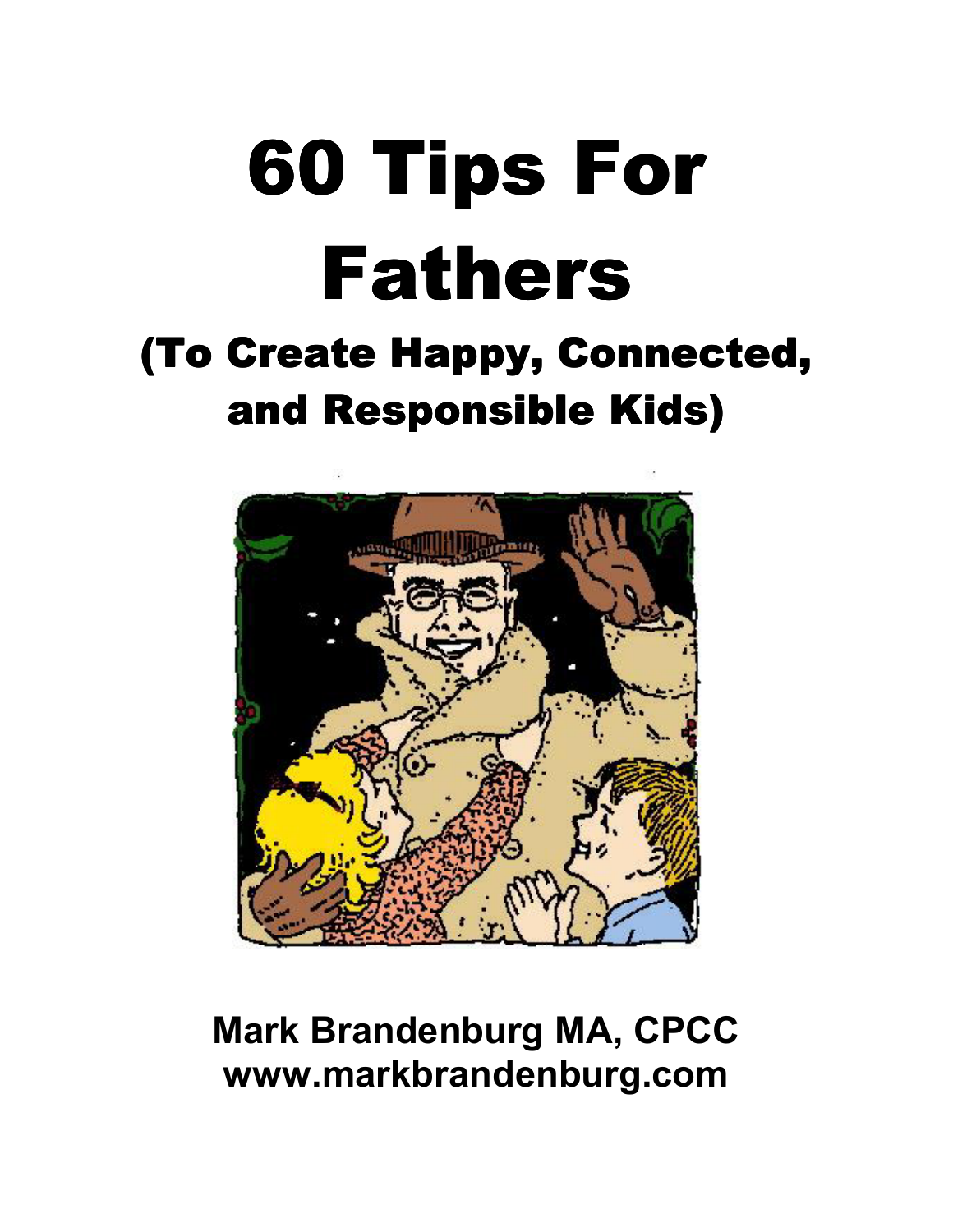# 60 Tips For Fathers

## (To Create Happy, Connected, and Responsible Kids)

**Mark Brandenburg MA, CPCC**
**www.markbrandenburg.com**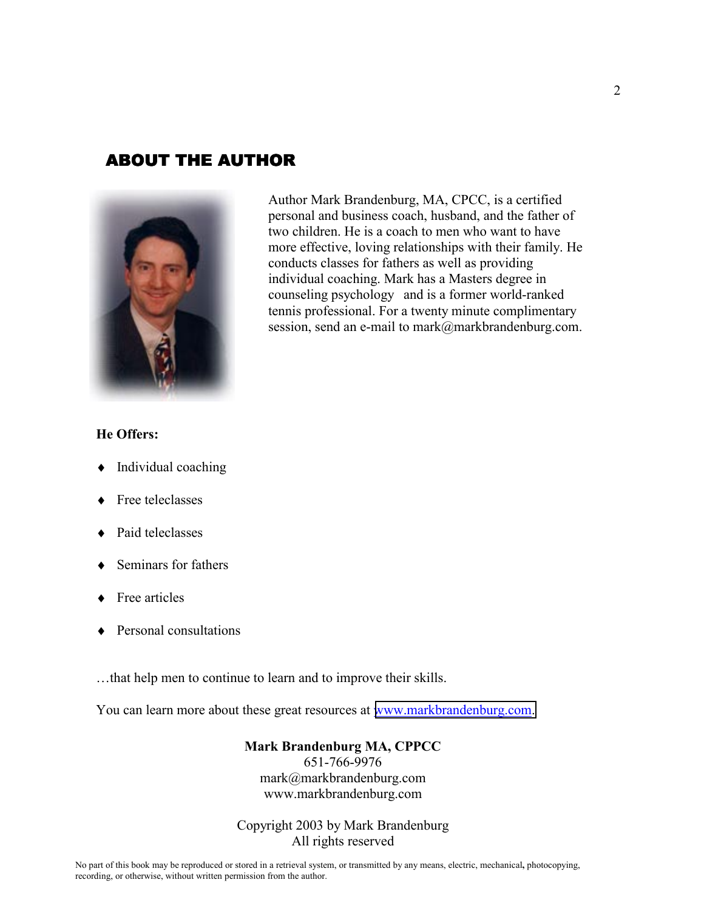## ABOUT THE AUTHOR

Author Mark Brandenburg, MA, CPCC, is a certified personal and business coach, husband, and the father of two children. He is a coach to men who want to have more effective, loving relationships with their family. He conducts classes for fathers as well as providing individual coaching. Mark has a Masters degree in counseling psychology and is a former world-ranked tennis professional. For a twenty minute complimentary session, send an e-mail to mark@markbrandenburg.com.

**He Offers:**

- Individual coaching
- Free teleclasses
- Paid teleclasses
- Seminars for fathers
- Free articles
- Personal consultations

…that help men to continue to learn and to improve their skills.

You can learn more about these great resources at www.markbrandenburg.com.

**Mark Brandenburg MA, CPPCC**
651-766-9976
mark@markbrandenburg.com
www.markbrandenburg.com

Copyright 2003 by Mark Brandenburg
All rights reserved

No part of this book may be reproduced or stored in a retrieval system, or transmitted by any means, electric, mechanical, photocopying, recording, or otherwise, without written permission from the author.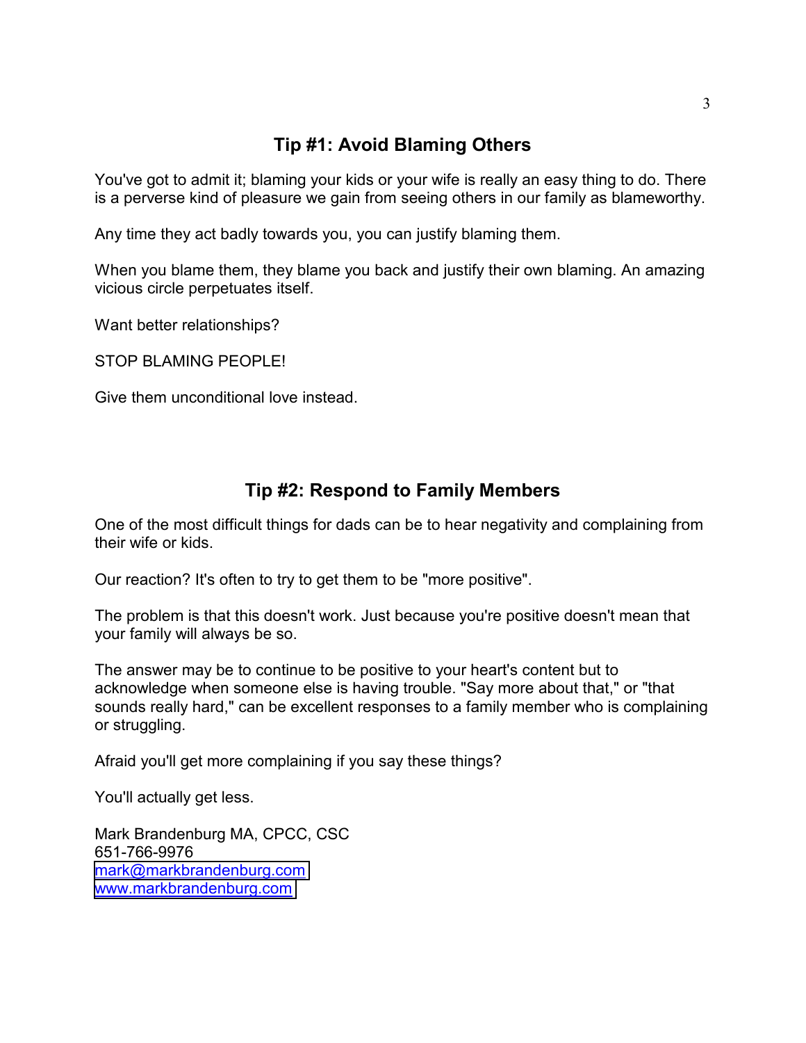## Tip #1: Avoid Blaming Others

You've got to admit it; blaming your kids or your wife is really an easy thing to do. There is a perverse kind of pleasure we gain from seeing others in our family as blameworthy.

Any time they act badly towards you, you can justify blaming them.

When you blame them, they blame you back and justify their own blaming. An amazing vicious circle perpetuates itself.

Want better relationships?

STOP BLAMING PEOPLE!

Give them unconditional love instead.

## Tip #2: Respond to Family Members

One of the most difficult things for dads can be to hear negativity and complaining from their wife or kids.

Our reaction? It's often to try to get them to be "more positive".

The problem is that this doesn't work. Just because you're positive doesn't mean that your family will always be so.

The answer may be to continue to be positive to your heart's content but to acknowledge when someone else is having trouble. "Say more about that," or "that sounds really hard," can be excellent responses to a family member who is complaining or struggling.

Afraid you'll get more complaining if you say these things?

You'll actually get less.

Mark Brandenburg MA, CPCC, CSC
651-766-9976
[mark@markbrandenburg.com](mailto:mark@markbrandenburg.com)
[www.markbrandenburg.com](http://www.markbrandenburg.com)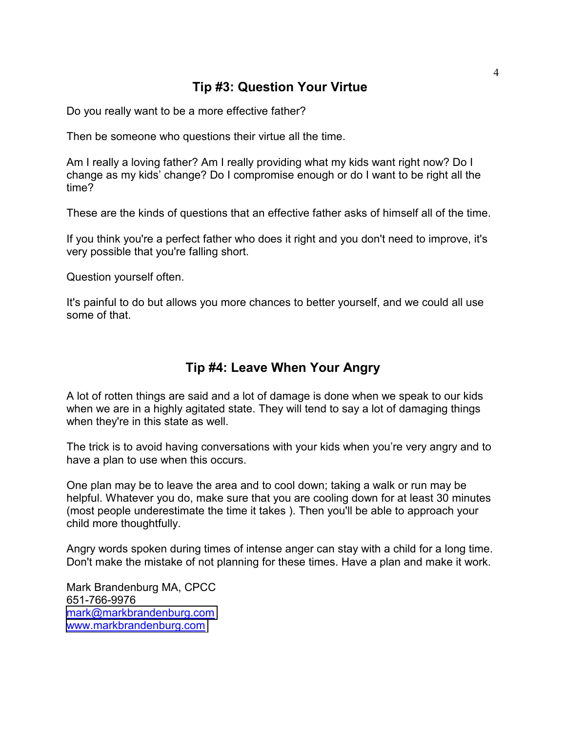## Tip #3: Question Your Virtue

Do you really want to be a more effective father?

Then be someone who questions their virtue all the time.

Am I really a loving father? Am I really providing what my kids want right now? Do I change as my kids' change? Do I compromise enough or do I want to be right all the time?

These are the kinds of questions that an effective father asks of himself all of the time.

If you think you're a perfect father who does it right and you don't need to improve, it's very possible that you're falling short.

Question yourself often.

It's painful to do but allows you more chances to better yourself, and we could all use some of that.

## Tip #4: Leave When Your Angry

A lot of rotten things are said and a lot of damage is done when we speak to our kids when we are in a highly agitated state. They will tend to say a lot of damaging things when they're in this state as well.

The trick is to avoid having conversations with your kids when you're very angry and to have a plan to use when this occurs.

One plan may be to leave the area and to cool down; taking a walk or run may be helpful. Whatever you do, make sure that you are cooling down for at least 30 minutes (most people underestimate the time it takes ). Then you'll be able to approach your child more thoughtfully.

Angry words spoken during times of intense anger can stay with a child for a long time. Don't make the mistake of not planning for these times. Have a plan and make it work.

Mark Brandenburg MA, CPCC
651-766-9976
[mark@markbrandenburg.com](mailto:mark@markbrandenburg.com)
[www.markbrandenburg.com](http://www.markbrandenburg.com)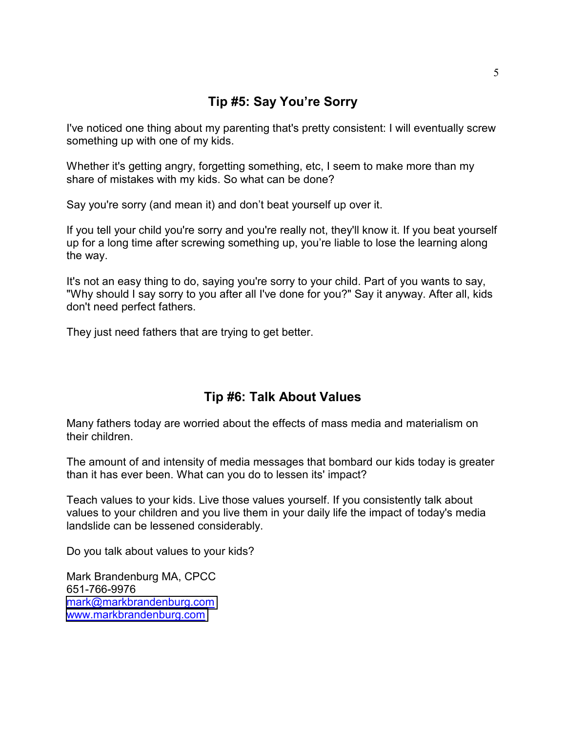## Tip #5: Say You're Sorry

I've noticed one thing about my parenting that's pretty consistent: I will eventually screw something up with one of my kids.

Whether it's getting angry, forgetting something, etc, I seem to make more than my share of mistakes with my kids. So what can be done?

Say you're sorry (and mean it) and don't beat yourself up over it.

If you tell your child you're sorry and you're really not, they'll know it. If you beat yourself up for a long time after screwing something up, you're liable to lose the learning along the way.

It's not an easy thing to do, saying you're sorry to your child. Part of you wants to say, "Why should I say sorry to you after all I've done for you?" Say it anyway. After all, kids don't need perfect fathers.

They just need fathers that are trying to get better.

## Tip #6: Talk About Values

Many fathers today are worried about the effects of mass media and materialism on their children.

The amount of and intensity of media messages that bombard our kids today is greater than it has ever been. What can you do to lessen its' impact?

Teach values to your kids. Live those values yourself. If you consistently talk about values to your children and you live them in your daily life the impact of today's media landslide can be lessened considerably.

Do you talk about values to your kids?

Mark Brandenburg MA, CPCC
651-766-9976
mark@markbrandenburg.com
www.markbrandenburg.com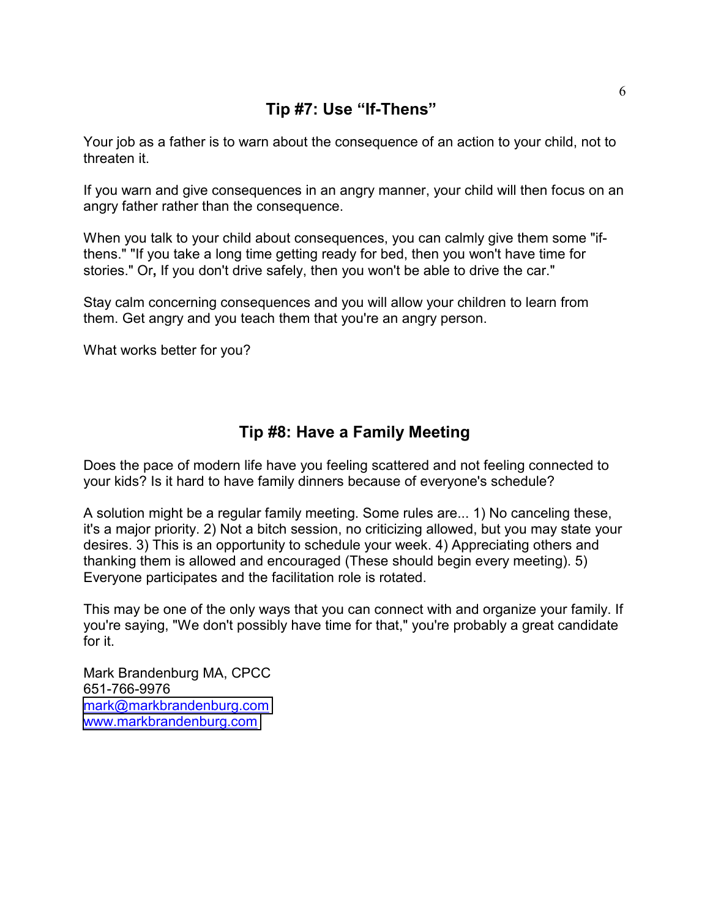## Tip #7: Use "If-Thens"

Your job as a father is to warn about the consequence of an action to your child, not to threaten it.

If you warn and give consequences in an angry manner, your child will then focus on an angry father rather than the consequence.

When you talk to your child about consequences, you can calmly give them some "if-thens." "If you take a long time getting ready for bed, then you won't have time for stories." Or**,** If you don't drive safely, then you won't be able to drive the car."

Stay calm concerning consequences and you will allow your children to learn from them. Get angry and you teach them that you're an angry person.

What works better for you?

## Tip #8: Have a Family Meeting

Does the pace of modern life have you feeling scattered and not feeling connected to your kids? Is it hard to have family dinners because of everyone's schedule?

A solution might be a regular family meeting. Some rules are... 1) No canceling these, it's a major priority. 2) Not a bitch session, no criticizing allowed, but you may state your desires. 3) This is an opportunity to schedule your week. 4) Appreciating others and thanking them is allowed and encouraged (These should begin every meeting). 5) Everyone participates and the facilitation role is rotated.

This may be one of the only ways that you can connect with and organize your family. If you're saying, "We don't possibly have time for that," you're probably a great candidate for it.

Mark Brandenburg MA, CPCC
651-766-9976
mark@markbrandenburg.com
www.markbrandenburg.com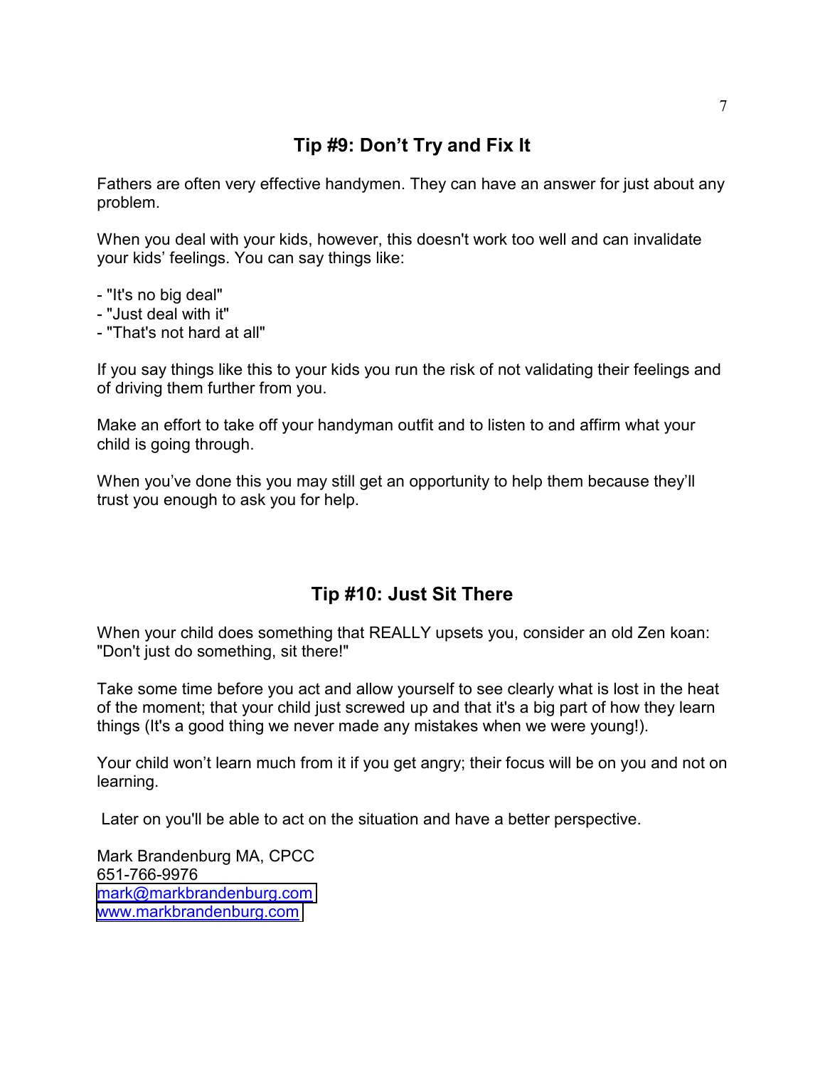## Tip #9: Don't Try and Fix It

Fathers are often very effective handymen. They can have an answer for just about any problem.

When you deal with your kids, however, this doesn't work too well and can invalidate your kids' feelings. You can say things like:

- "It's no big deal"
- "Just deal with it"
- "That's not hard at all"

If you say things like this to your kids you run the risk of not validating their feelings and of driving them further from you.

Make an effort to take off your handyman outfit and to listen to and affirm what your child is going through.

When you've done this you may still get an opportunity to help them because they'll trust you enough to ask you for help.

## Tip #10: Just Sit There

When your child does something that REALLY upsets you, consider an old Zen koan: "Don't just do something, sit there!"

Take some time before you act and allow yourself to see clearly what is lost in the heat of the moment; that your child just screwed up and that it's a big part of how they learn things (It's a good thing we never made any mistakes when we were young!).

Your child won't learn much from it if you get angry; their focus will be on you and not on learning.

Later on you'll be able to act on the situation and have a better perspective.

Mark Brandenburg MA, CPCC
651-766-9976
mark@markbrandenburg.com
www.markbrandenburg.com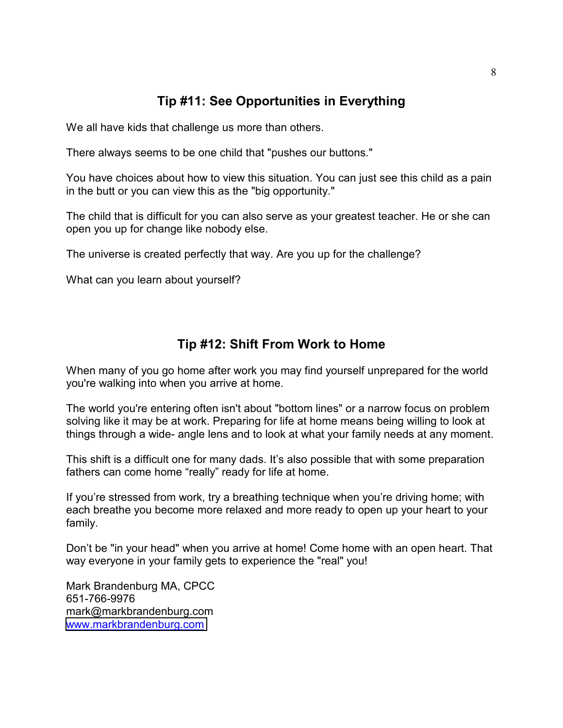## Tip #11: See Opportunities in Everything

We all have kids that challenge us more than others.

There always seems to be one child that "pushes our buttons."

You have choices about how to view this situation. You can just see this child as a pain in the butt or you can view this as the "big opportunity."

The child that is difficult for you can also serve as your greatest teacher. He or she can open you up for change like nobody else.

The universe is created perfectly that way. Are you up for the challenge?

What can you learn about yourself?

## Tip #12: Shift From Work to Home

When many of you go home after work you may find yourself unprepared for the world you're walking into when you arrive at home.

The world you're entering often isn't about "bottom lines" or a narrow focus on problem solving like it may be at work. Preparing for life at home means being willing to look at things through a wide- angle lens and to look at what your family needs at any moment.

This shift is a difficult one for many dads. It's also possible that with some preparation fathers can come home "really" ready for life at home.

If you're stressed from work, try a breathing technique when you're driving home; with each breathe you become more relaxed and more ready to open up your heart to your family.

Don't be "in your head" when you arrive at home! Come home with an open heart. That way everyone in your family gets to experience the "real" you!

Mark Brandenburg MA, CPCC
651-766-9976
mark@markbrandenburg.com
www.markbrandenburg.com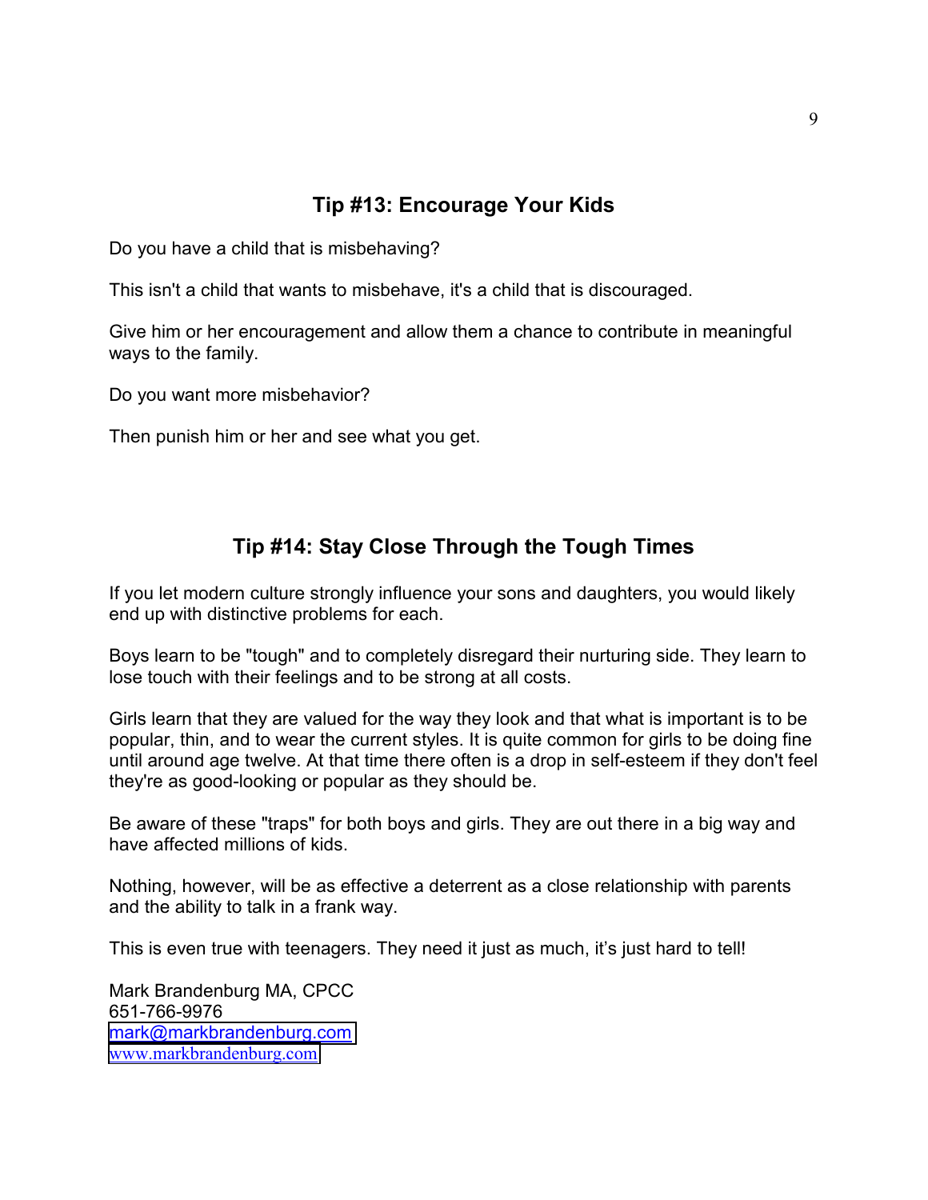## Tip #13: Encourage Your Kids

Do you have a child that is misbehaving?

This isn't a child that wants to misbehave, it's a child that is discouraged.

Give him or her encouragement and allow them a chance to contribute in meaningful ways to the family.

Do you want more misbehavior?

Then punish him or her and see what you get.

## Tip #14: Stay Close Through the Tough Times

If you let modern culture strongly influence your sons and daughters, you would likely end up with distinctive problems for each.

Boys learn to be "tough" and to completely disregard their nurturing side. They learn to lose touch with their feelings and to be strong at all costs.

Girls learn that they are valued for the way they look and that what is important is to be popular, thin, and to wear the current styles. It is quite common for girls to be doing fine until around age twelve. At that time there often is a drop in self-esteem if they don't feel they're as good-looking or popular as they should be.

Be aware of these "traps" for both boys and girls. They are out there in a big way and have affected millions of kids.

Nothing, however, will be as effective a deterrent as a close relationship with parents and the ability to talk in a frank way.

This is even true with teenagers. They need it just as much, it's just hard to tell!

Mark Brandenburg MA, CPCC
651-766-9976
mark@markbrandenburg.com
www.markbrandenburg.com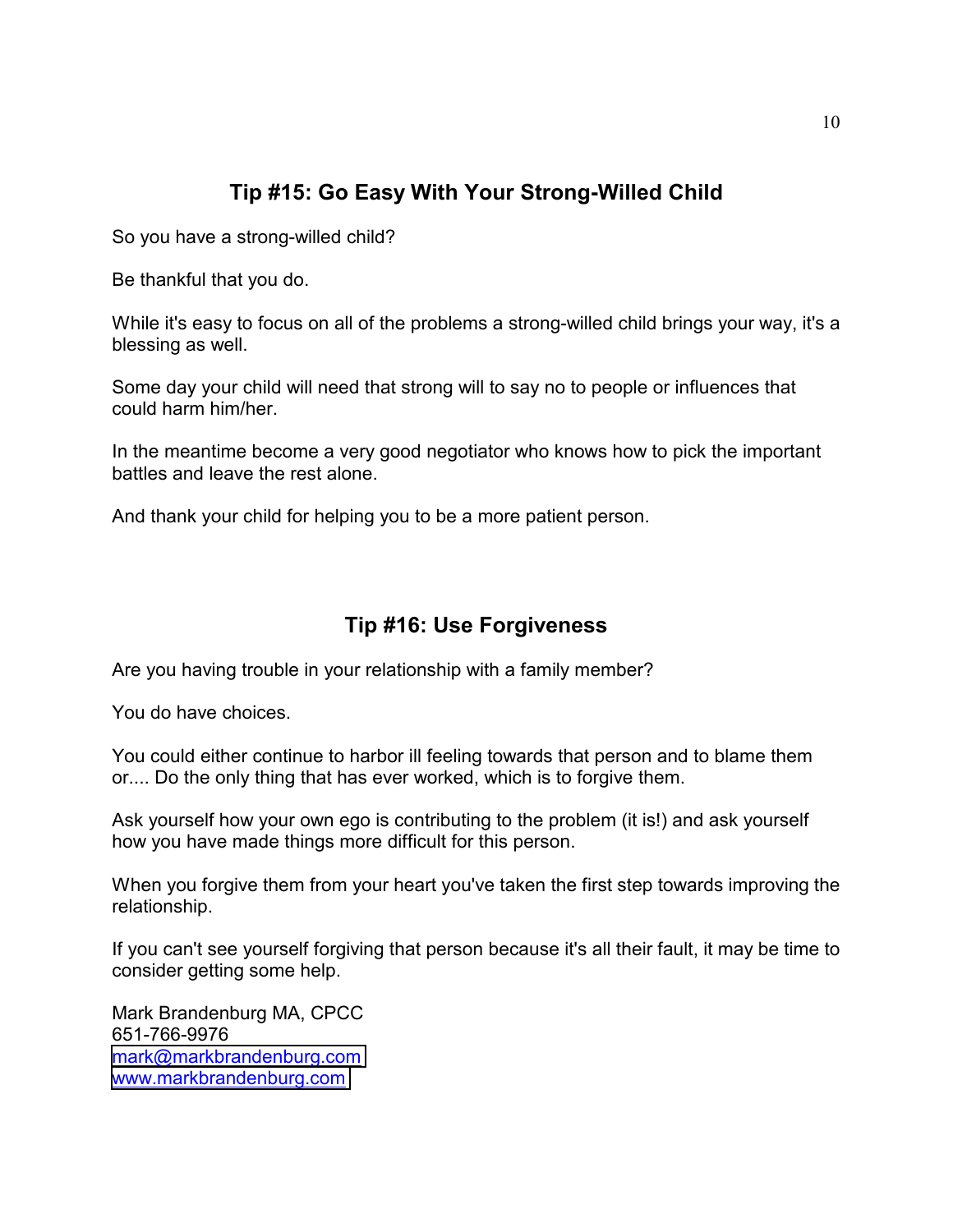## Tip #15: Go Easy With Your Strong-Willed Child

So you have a strong-willed child?

Be thankful that you do.

While it's easy to focus on all of the problems a strong-willed child brings your way, it's a blessing as well.

Some day your child will need that strong will to say no to people or influences that could harm him/her.

In the meantime become a very good negotiator who knows how to pick the important battles and leave the rest alone.

And thank your child for helping you to be a more patient person.

## Tip #16: Use Forgiveness

Are you having trouble in your relationship with a family member?

You do have choices.

You could either continue to harbor ill feeling towards that person and to blame them or.... Do the only thing that has ever worked, which is to forgive them.

Ask yourself how your own ego is contributing to the problem (it is!) and ask yourself how you have made things more difficult for this person.

When you forgive them from your heart you've taken the first step towards improving the relationship.

If you can't see yourself forgiving that person because it's all their fault, it may be time to consider getting some help.

Mark Brandenburg MA, CPCC
651-766-9976
mark@markbrandenburg.com
www.markbrandenburg.com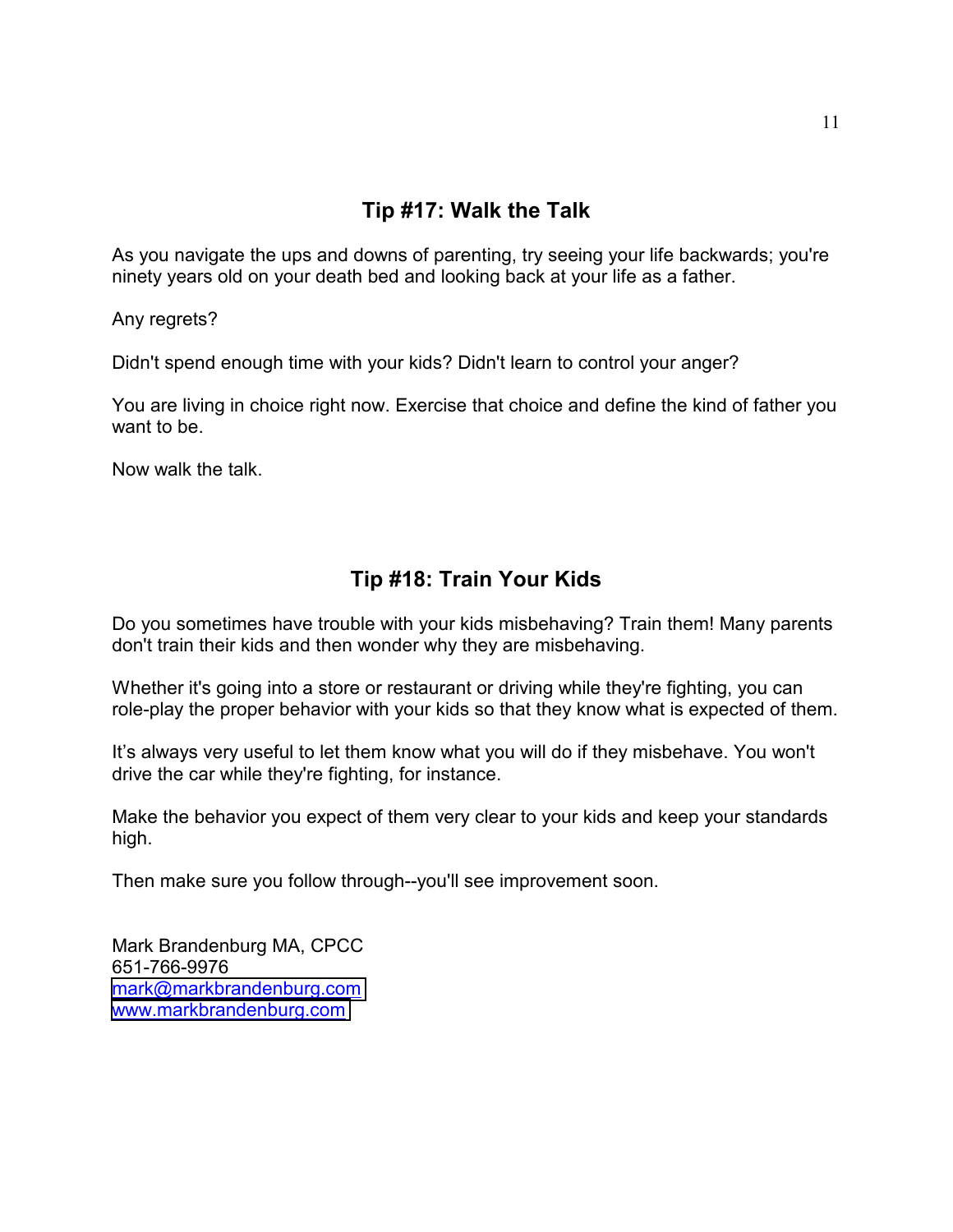## Tip #17: Walk the Talk

As you navigate the ups and downs of parenting, try seeing your life backwards; you're ninety years old on your death bed and looking back at your life as a father.

Any regrets?

Didn't spend enough time with your kids? Didn't learn to control your anger?

You are living in choice right now. Exercise that choice and define the kind of father you want to be.

Now walk the talk.

## Tip #18: Train Your Kids

Do you sometimes have trouble with your kids misbehaving? Train them! Many parents don't train their kids and then wonder why they are misbehaving.

Whether it's going into a store or restaurant or driving while they're fighting, you can role-play the proper behavior with your kids so that they know what is expected of them.

It's always very useful to let them know what you will do if they misbehave. You won't drive the car while they're fighting, for instance.

Make the behavior you expect of them very clear to your kids and keep your standards high.

Then make sure you follow through--you'll see improvement soon.

Mark Brandenburg MA, CPCC
651-766-9976
mark@markbrandenburg.com
www.markbrandenburg.com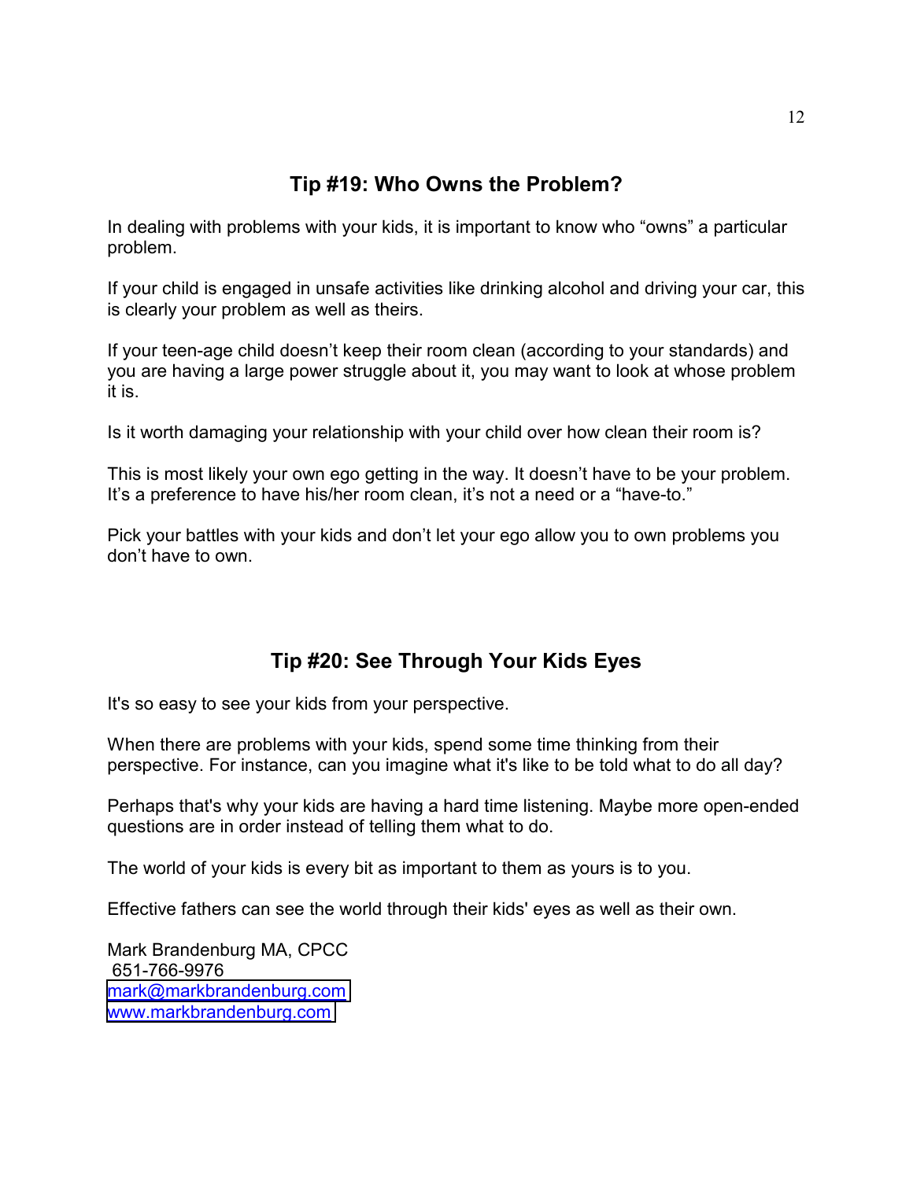## Tip #19: Who Owns the Problem?

In dealing with problems with your kids, it is important to know who “owns” a particular problem.

If your child is engaged in unsafe activities like drinking alcohol and driving your car, this is clearly your problem as well as theirs.

If your teen-age child doesn’t keep their room clean (according to your standards) and you are having a large power struggle about it, you may want to look at whose problem it is.

Is it worth damaging your relationship with your child over how clean their room is?

This is most likely your own ego getting in the way. It doesn’t have to be your problem. It’s a preference to have his/her room clean, it’s not a need or a “have-to.”

Pick your battles with your kids and don’t let your ego allow you to own problems you don’t have to own.

## Tip #20: See Through Your Kids Eyes

It's so easy to see your kids from your perspective.

When there are problems with your kids, spend some time thinking from their perspective. For instance, can you imagine what it's like to be told what to do all day?

Perhaps that's why your kids are having a hard time listening. Maybe more open-ended questions are in order instead of telling them what to do.

The world of your kids is every bit as important to them as yours is to you.

Effective fathers can see the world through their kids' eyes as well as their own.

Mark Brandenburg MA, CPCC
651-766-9976
mark@markbrandenburg.com
www.markbrandenburg.com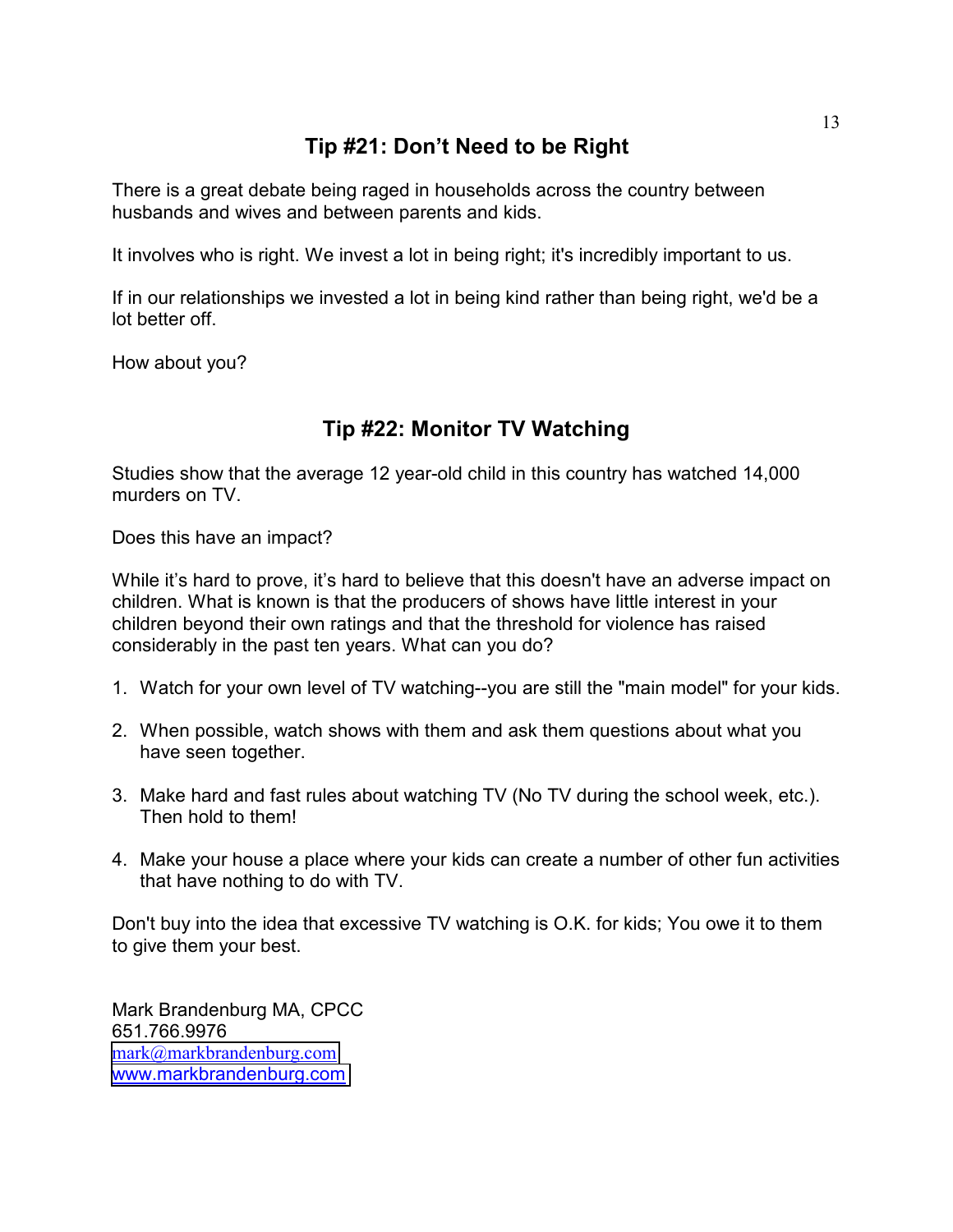## Tip #21: Don't Need to be Right

There is a great debate being raged in households across the country between husbands and wives and between parents and kids.

It involves who is right. We invest a lot in being right; it's incredibly important to us.

If in our relationships we invested a lot in being kind rather than being right, we'd be a lot better off.

How about you?

## Tip #22: Monitor TV Watching

Studies show that the average 12 year-old child in this country has watched 14,000 murders on TV.

Does this have an impact?

While it's hard to prove, it's hard to believe that this doesn't have an adverse impact on children. What is known is that the producers of shows have little interest in your children beyond their own ratings and that the threshold for violence has raised considerably in the past ten years. What can you do?

1. Watch for your own level of TV watching--you are still the "main model" for your kids.
2. When possible, watch shows with them and ask them questions about what you have seen together.
3. Make hard and fast rules about watching TV (No TV during the school week, etc.). Then hold to them!
4. Make your house a place where your kids can create a number of other fun activities that have nothing to do with TV.

Don't buy into the idea that excessive TV watching is O.K. for kids; You owe it to them to give them your best.

Mark Brandenburg MA, CPCC
651.766.9976
mark@markbrandenburg.com
www.markbrandenburg.com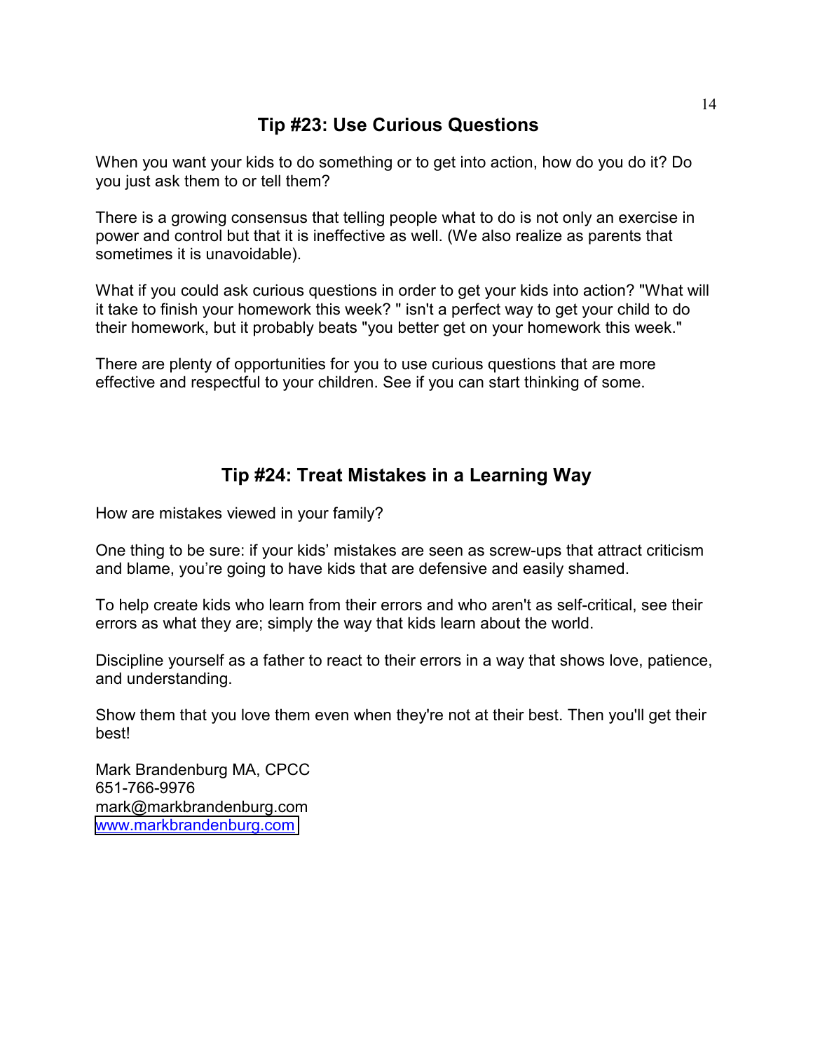## Tip #23: Use Curious Questions

When you want your kids to do something or to get into action, how do you do it? Do you just ask them to or tell them?

There is a growing consensus that telling people what to do is not only an exercise in power and control but that it is ineffective as well. (We also realize as parents that sometimes it is unavoidable).

What if you could ask curious questions in order to get your kids into action? "What will it take to finish your homework this week? " isn't a perfect way to get your child to do their homework, but it probably beats "you better get on your homework this week."

There are plenty of opportunities for you to use curious questions that are more effective and respectful to your children. See if you can start thinking of some.

## Tip #24: Treat Mistakes in a Learning Way

How are mistakes viewed in your family?

One thing to be sure: if your kids' mistakes are seen as screw-ups that attract criticism and blame, you're going to have kids that are defensive and easily shamed.

To help create kids who learn from their errors and who aren't as self-critical, see their errors as what they are; simply the way that kids learn about the world.

Discipline yourself as a father to react to their errors in a way that shows love, patience, and understanding.

Show them that you love them even when they're not at their best. Then you'll get their best!

Mark Brandenburg MA, CPCC
651-766-9976
mark@markbrandenburg.com
www.markbrandenburg.com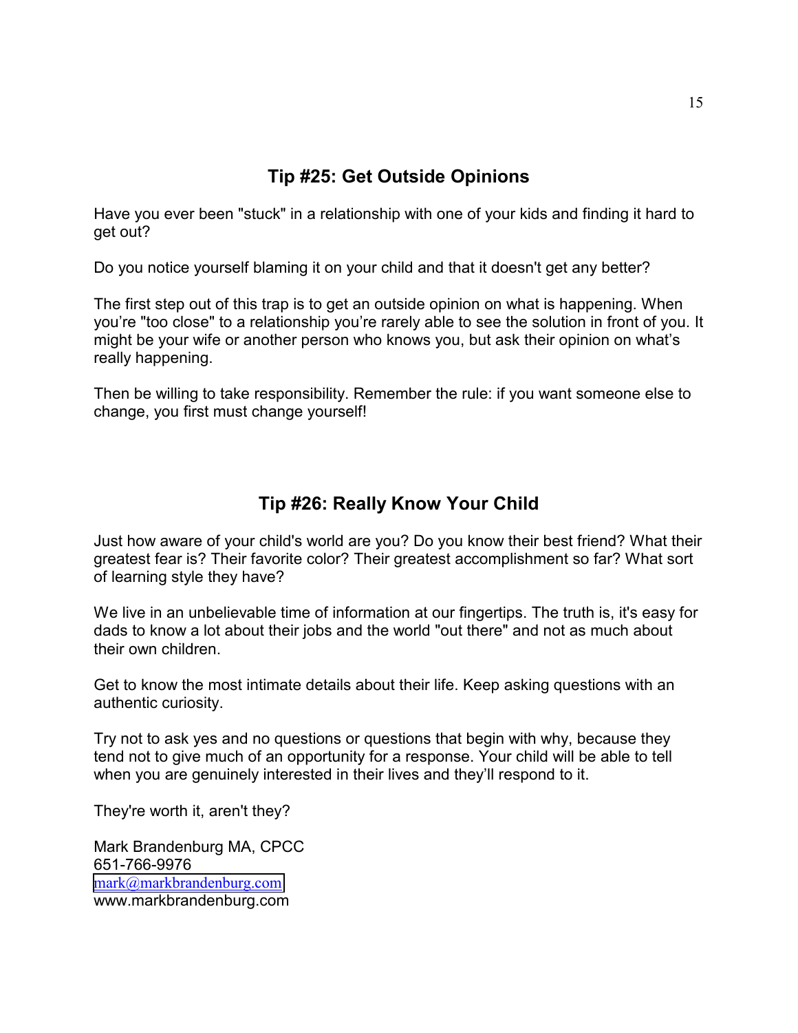## Tip #25: Get Outside Opinions

Have you ever been "stuck" in a relationship with one of your kids and finding it hard to get out?

Do you notice yourself blaming it on your child and that it doesn't get any better?

The first step out of this trap is to get an outside opinion on what is happening. When you're "too close" to a relationship you're rarely able to see the solution in front of you. It might be your wife or another person who knows you, but ask their opinion on what's really happening.

Then be willing to take responsibility. Remember the rule: if you want someone else to change, you first must change yourself!

## Tip #26: Really Know Your Child

Just how aware of your child's world are you? Do you know their best friend? What their greatest fear is? Their favorite color? Their greatest accomplishment so far? What sort of learning style they have?

We live in an unbelievable time of information at our fingertips. The truth is, it's easy for dads to know a lot about their jobs and the world "out there" and not as much about their own children.

Get to know the most intimate details about their life. Keep asking questions with an authentic curiosity.

Try not to ask yes and no questions or questions that begin with why, because they tend not to give much of an opportunity for a response. Your child will be able to tell when you are genuinely interested in their lives and they'll respond to it.

They're worth it, aren't they?

Mark Brandenburg MA, CPCC
651-766-9976
mark@markbrandenburg.com
www.markbrandenburg.com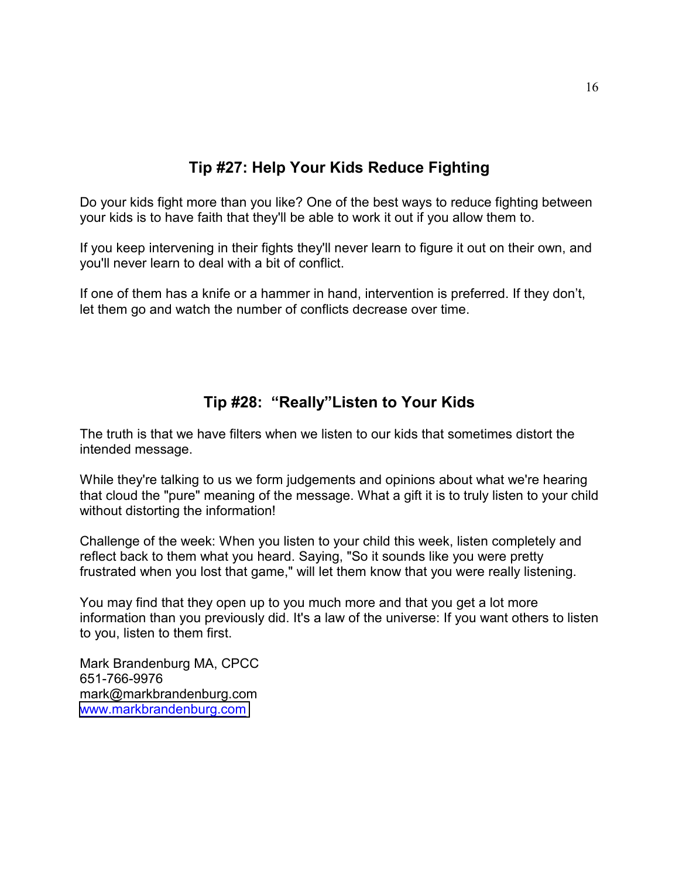## Tip #27: Help Your Kids Reduce Fighting

Do your kids fight more than you like? One of the best ways to reduce fighting between your kids is to have faith that they'll be able to work it out if you allow them to.

If you keep intervening in their fights they'll never learn to figure it out on their own, and you'll never learn to deal with a bit of conflict.

If one of them has a knife or a hammer in hand, intervention is preferred. If they don't, let them go and watch the number of conflicts decrease over time.

## Tip #28: "Really"Listen to Your Kids

The truth is that we have filters when we listen to our kids that sometimes distort the intended message.

While they're talking to us we form judgements and opinions about what we're hearing that cloud the "pure" meaning of the message. What a gift it is to truly listen to your child without distorting the information!

Challenge of the week: When you listen to your child this week, listen completely and reflect back to them what you heard. Saying, "So it sounds like you were pretty frustrated when you lost that game," will let them know that you were really listening.

You may find that they open up to you much more and that you get a lot more information than you previously did. It's a law of the universe: If you want others to listen to you, listen to them first.

Mark Brandenburg MA, CPCC
651-766-9976
mark@markbrandenburg.com
[www.markbrandenburg.com](http://www.markbrandenburg.com)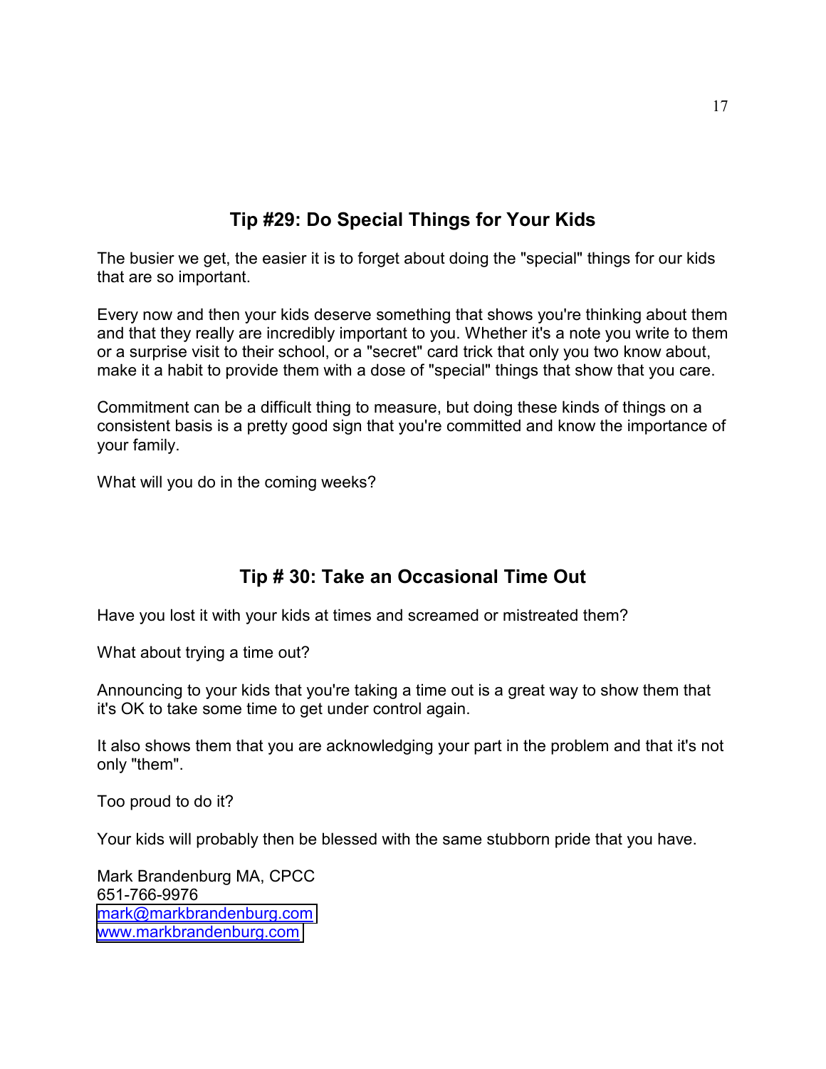## Tip #29: Do Special Things for Your Kids

The busier we get, the easier it is to forget about doing the "special" things for our kids that are so important.

Every now and then your kids deserve something that shows you're thinking about them and that they really are incredibly important to you. Whether it's a note you write to them or a surprise visit to their school, or a "secret" card trick that only you two know about, make it a habit to provide them with a dose of "special" things that show that you care.

Commitment can be a difficult thing to measure, but doing these kinds of things on a consistent basis is a pretty good sign that you're committed and know the importance of your family.

What will you do in the coming weeks?

## Tip # 30: Take an Occasional Time Out

Have you lost it with your kids at times and screamed or mistreated them?

What about trying a time out?

Announcing to your kids that you're taking a time out is a great way to show them that it's OK to take some time to get under control again.

It also shows them that you are acknowledging your part in the problem and that it's not only "them".

Too proud to do it?

Your kids will probably then be blessed with the same stubborn pride that you have.

Mark Brandenburg MA, CPCC
651-766-9976
mark@markbrandenburg.com
www.markbrandenburg.com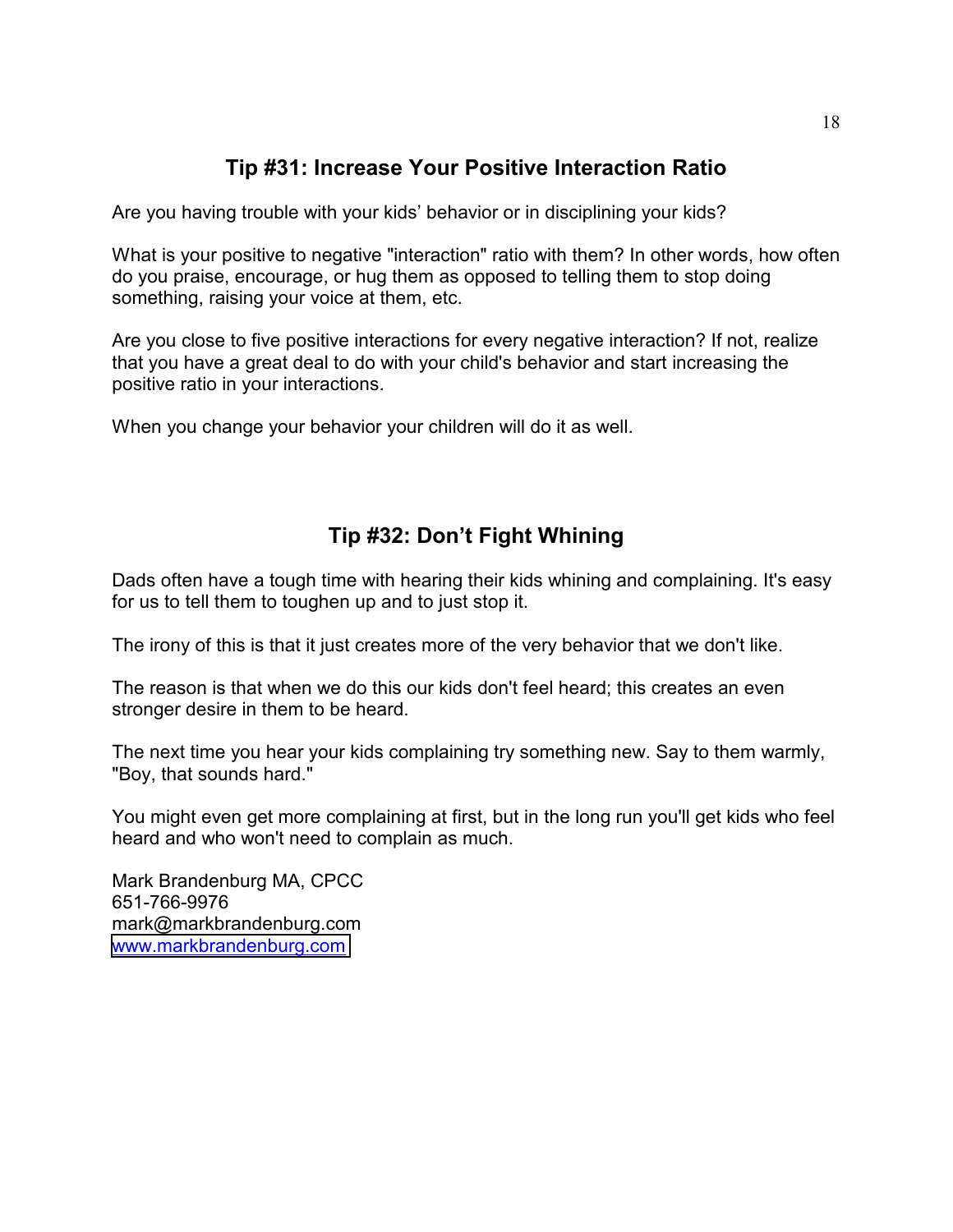## Tip #31: Increase Your Positive Interaction Ratio

Are you having trouble with your kids' behavior or in disciplining your kids?

What is your positive to negative "interaction" ratio with them? In other words, how often do you praise, encourage, or hug them as opposed to telling them to stop doing something, raising your voice at them, etc.

Are you close to five positive interactions for every negative interaction? If not, realize that you have a great deal to do with your child's behavior and start increasing the positive ratio in your interactions.

When you change your behavior your children will do it as well.

## Tip #32: Don't Fight Whining

Dads often have a tough time with hearing their kids whining and complaining. It's easy for us to tell them to toughen up and to just stop it.

The irony of this is that it just creates more of the very behavior that we don't like.

The reason is that when we do this our kids don't feel heard; this creates an even stronger desire in them to be heard.

The next time you hear your kids complaining try something new. Say to them warmly, "Boy, that sounds hard."

You might even get more complaining at first, but in the long run you'll get kids who feel heard and who won't need to complain as much.

Mark Brandenburg MA, CPCC
651-766-9976
mark@markbrandenburg.com
[www.markbrandenburg.com](http://www.markbrandenburg.com)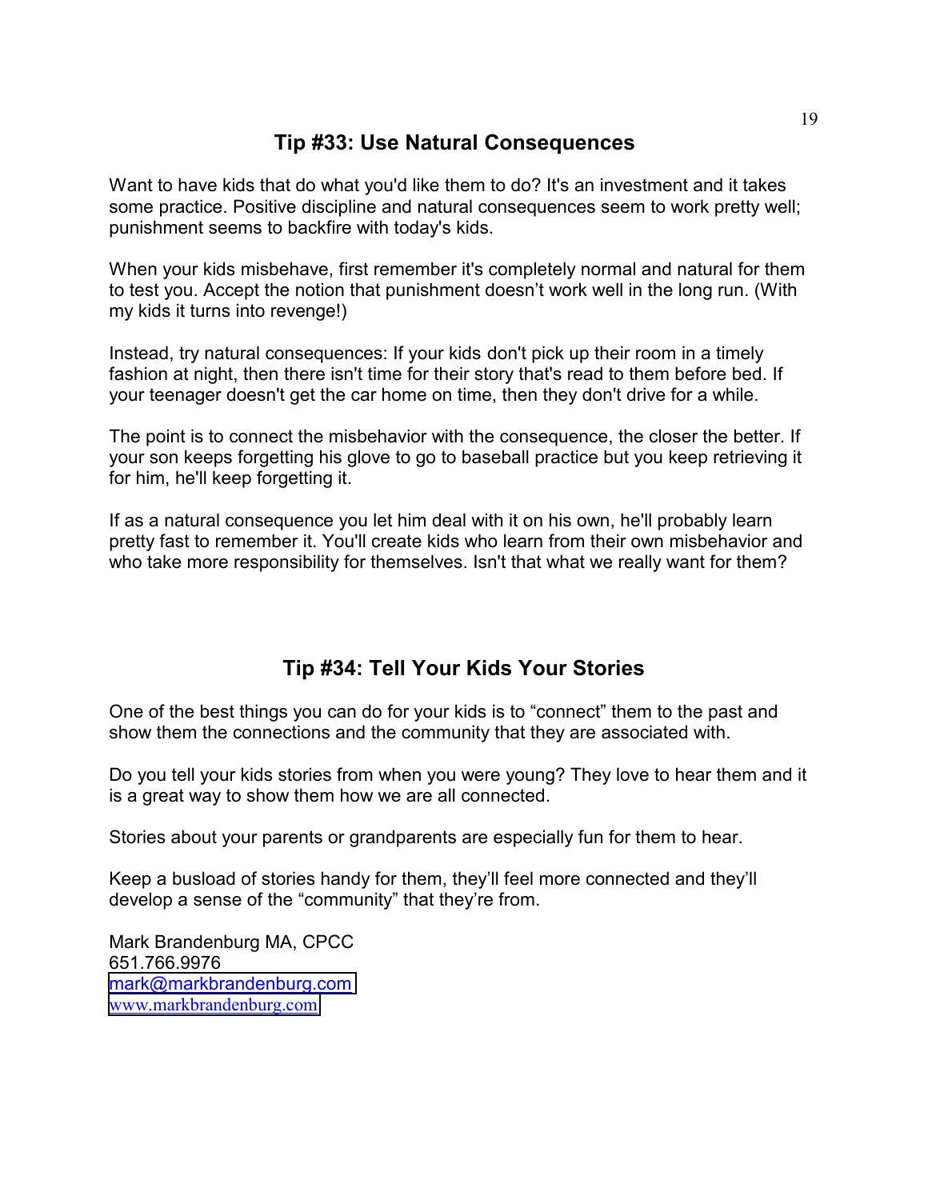## Tip #33: Use Natural Consequences

Want to have kids that do what you'd like them to do? It's an investment and it takes some practice. Positive discipline and natural consequences seem to work pretty well; punishment seems to backfire with today's kids.

When your kids misbehave, first remember it's completely normal and natural for them to test you. Accept the notion that punishment doesn't work well in the long run. (With my kids it turns into revenge!)

Instead, try natural consequences: If your kids don't pick up their room in a timely fashion at night, then there isn't time for their story that's read to them before bed. If your teenager doesn't get the car home on time, then they don't drive for a while.

The point is to connect the misbehavior with the consequence, the closer the better. If your son keeps forgetting his glove to go to baseball practice but you keep retrieving it for him, he'll keep forgetting it.

If as a natural consequence you let him deal with it on his own, he'll probably learn pretty fast to remember it. You'll create kids who learn from their own misbehavior and who take more responsibility for themselves. Isn't that what we really want for them?

## Tip #34: Tell Your Kids Your Stories

One of the best things you can do for your kids is to "connect" them to the past and show them the connections and the community that they are associated with.

Do you tell your kids stories from when you were young? They love to hear them and it is a great way to show them how we are all connected.

Stories about your parents or grandparents are especially fun for them to hear.

Keep a busload of stories handy for them, they'll feel more connected and they'll develop a sense of the "community" that they're from.

Mark Brandenburg MA, CPCC
651.766.9976
mark@markbrandenburg.com
www.markbrandenburg.com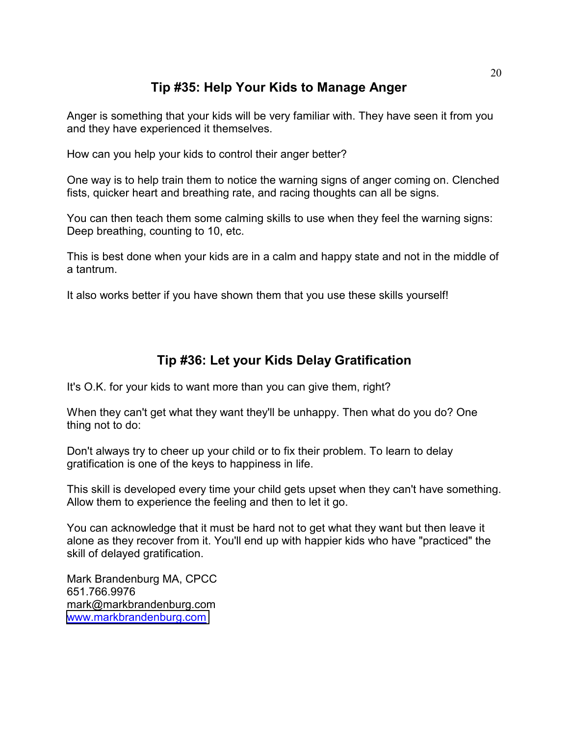## Tip #35: Help Your Kids to Manage Anger

Anger is something that your kids will be very familiar with. They have seen it from you and they have experienced it themselves.

How can you help your kids to control their anger better?

One way is to help train them to notice the warning signs of anger coming on. Clenched fists, quicker heart and breathing rate, and racing thoughts can all be signs.

You can then teach them some calming skills to use when they feel the warning signs: Deep breathing, counting to 10, etc.

This is best done when your kids are in a calm and happy state and not in the middle of a tantrum.

It also works better if you have shown them that you use these skills yourself!

## Tip #36: Let your Kids Delay Gratification

It's O.K. for your kids to want more than you can give them, right?

When they can't get what they want they'll be unhappy. Then what do you do? One thing not to do:

Don't always try to cheer up your child or to fix their problem. To learn to delay gratification is one of the keys to happiness in life.

This skill is developed every time your child gets upset when they can't have something. Allow them to experience the feeling and then to let it go.

You can acknowledge that it must be hard not to get what they want but then leave it alone as they recover from it. You'll end up with happier kids who have "practiced" the skill of delayed gratification.

Mark Brandenburg MA, CPCC
651.766.9976
mark@markbrandenburg.com
www.markbrandenburg.com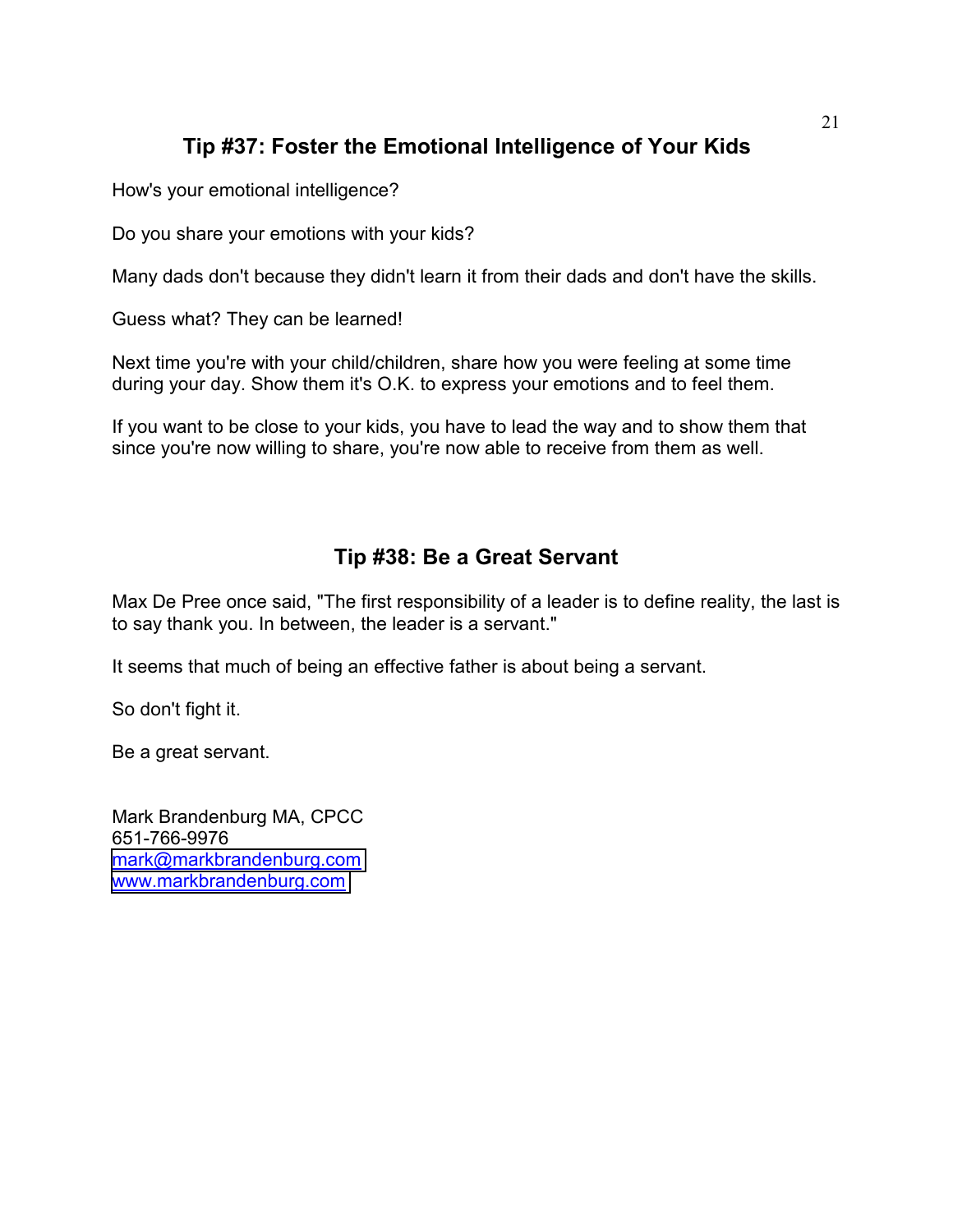## Tip #37: Foster the Emotional Intelligence of Your Kids

How's your emotional intelligence?

Do you share your emotions with your kids?

Many dads don't because they didn't learn it from their dads and don't have the skills.

Guess what? They can be learned!

Next time you're with your child/children, share how you were feeling at some time during your day. Show them it's O.K. to express your emotions and to feel them.

If you want to be close to your kids, you have to lead the way and to show them that since you're now willing to share, you're now able to receive from them as well.

## Tip #38: Be a Great Servant

Max De Pree once said, "The first responsibility of a leader is to define reality, the last is to say thank you. In between, the leader is a servant."

It seems that much of being an effective father is about being a servant.

So don't fight it.

Be a great servant.

Mark Brandenburg MA, CPCC
651-766-9976
mark@markbrandenburg.com
www.markbrandenburg.com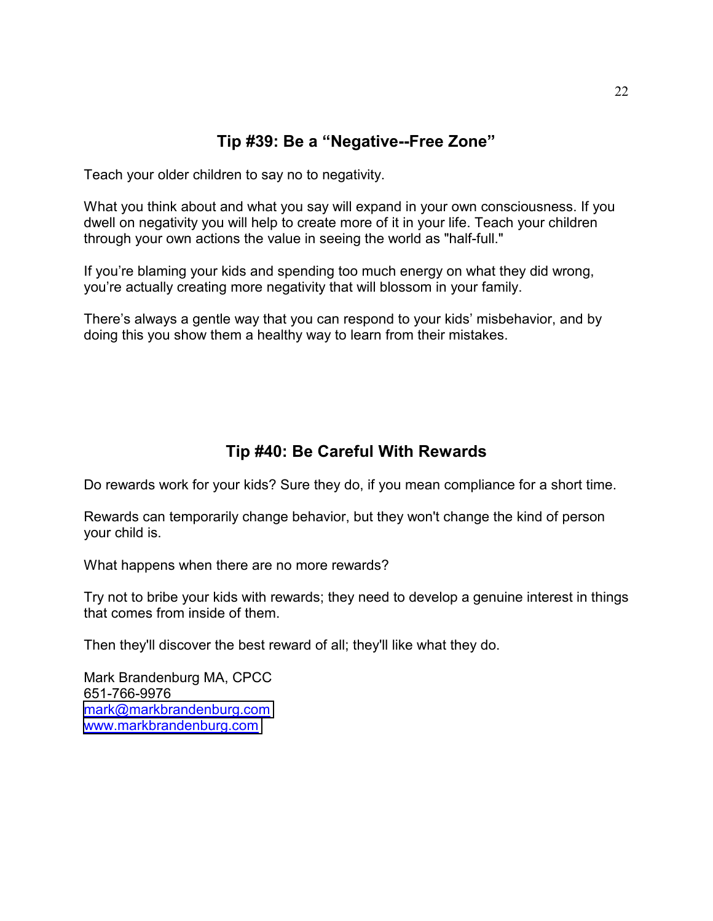## Tip #39: Be a “Negative--Free Zone”

Teach your older children to say no to negativity.

What you think about and what you say will expand in your own consciousness. If you dwell on negativity you will help to create more of it in your life. Teach your children through your own actions the value in seeing the world as "half-full."

If you’re blaming your kids and spending too much energy on what they did wrong, you’re actually creating more negativity that will blossom in your family.

There’s always a gentle way that you can respond to your kids’ misbehavior, and by doing this you show them a healthy way to learn from their mistakes.

## Tip #40: Be Careful With Rewards

Do rewards work for your kids? Sure they do, if you mean compliance for a short time.

Rewards can temporarily change behavior, but they won't change the kind of person your child is.

What happens when there are no more rewards?

Try not to bribe your kids with rewards; they need to develop a genuine interest in things that comes from inside of them.

Then they'll discover the best reward of all; they'll like what they do.

Mark Brandenburg MA, CPCC
651-766-9976
[mark@markbrandenburg.com](mailto:mark@markbrandenburg.com)
[www.markbrandenburg.com](http://www.markbrandenburg.com)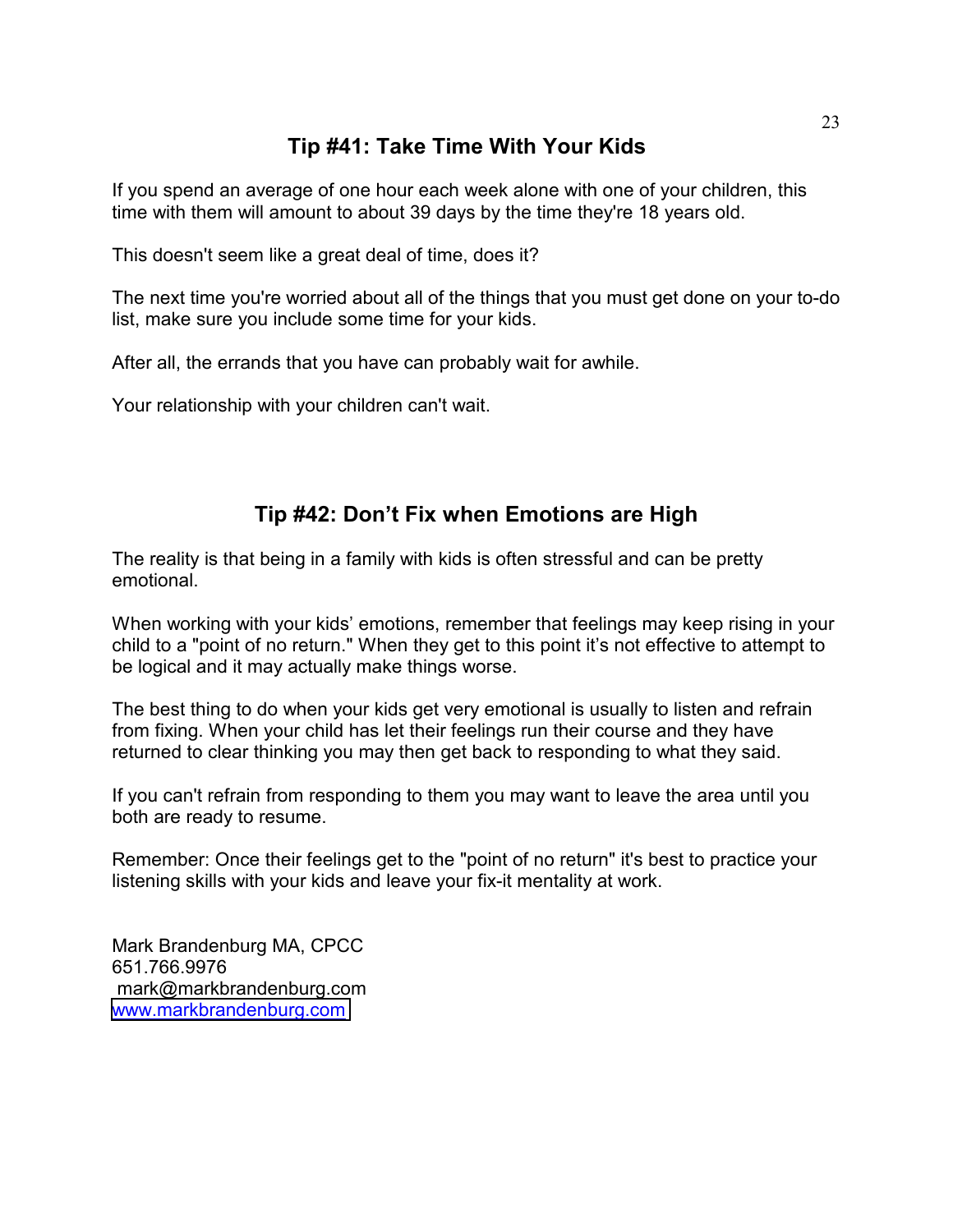## Tip #41: Take Time With Your Kids

If you spend an average of one hour each week alone with one of your children, this time with them will amount to about 39 days by the time they're 18 years old.

This doesn't seem like a great deal of time, does it?

The next time you're worried about all of the things that you must get done on your to-do list, make sure you include some time for your kids.

After all, the errands that you have can probably wait for awhile.

Your relationship with your children can't wait.

## Tip #42: Don't Fix when Emotions are High

The reality is that being in a family with kids is often stressful and can be pretty emotional.

When working with your kids' emotions, remember that feelings may keep rising in your child to a "point of no return." When they get to this point it's not effective to attempt to be logical and it may actually make things worse.

The best thing to do when your kids get very emotional is usually to listen and refrain from fixing. When your child has let their feelings run their course and they have returned to clear thinking you may then get back to responding to what they said.

If you can't refrain from responding to them you may want to leave the area until you both are ready to resume.

Remember: Once their feelings get to the "point of no return" it's best to practice your listening skills with your kids and leave your fix-it mentality at work.

Mark Brandenburg MA, CPCC
651.766.9976
mark@markbrandenburg.com
www.markbrandenburg.com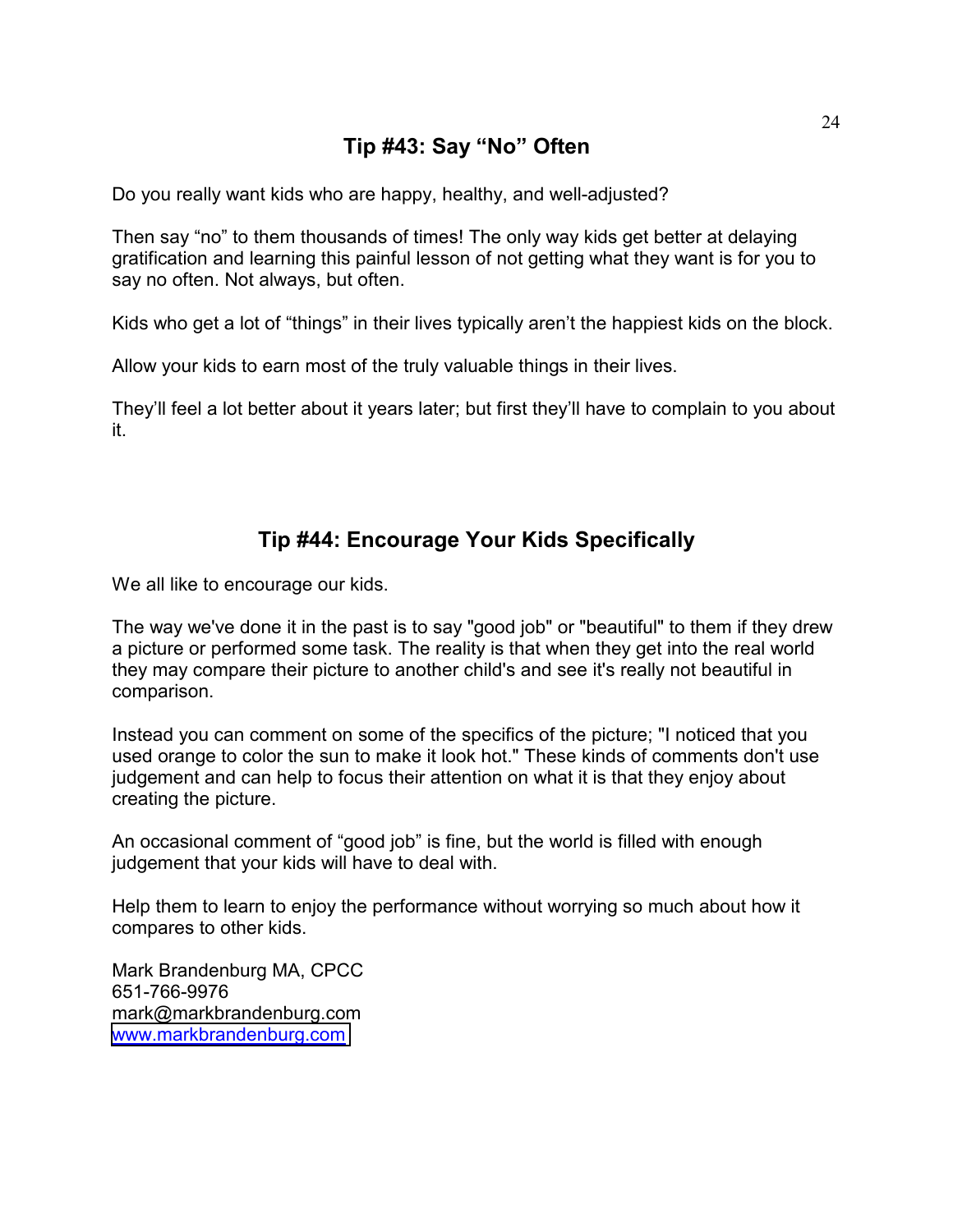## Tip #43: Say “No” Often

Do you really want kids who are happy, healthy, and well-adjusted?

Then say “no” to them thousands of times! The only way kids get better at delaying gratification and learning this painful lesson of not getting what they want is for you to say no often. Not always, but often.

Kids who get a lot of “things” in their lives typically aren’t the happiest kids on the block.

Allow your kids to earn most of the truly valuable things in their lives.

They’ll feel a lot better about it years later; but first they’ll have to complain to you about it.

## Tip #44: Encourage Your Kids Specifically

We all like to encourage our kids.

The way we've done it in the past is to say "good job" or "beautiful" to them if they drew a picture or performed some task. The reality is that when they get into the real world they may compare their picture to another child's and see it's really not beautiful in comparison.

Instead you can comment on some of the specifics of the picture; "I noticed that you used orange to color the sun to make it look hot." These kinds of comments don't use judgement and can help to focus their attention on what it is that they enjoy about creating the picture.

An occasional comment of “good job” is fine, but the world is filled with enough judgement that your kids will have to deal with.

Help them to learn to enjoy the performance without worrying so much about how it compares to other kids.

Mark Brandenburg MA, CPCC
651-766-9976
mark@markbrandenburg.com
www.markbrandenburg.com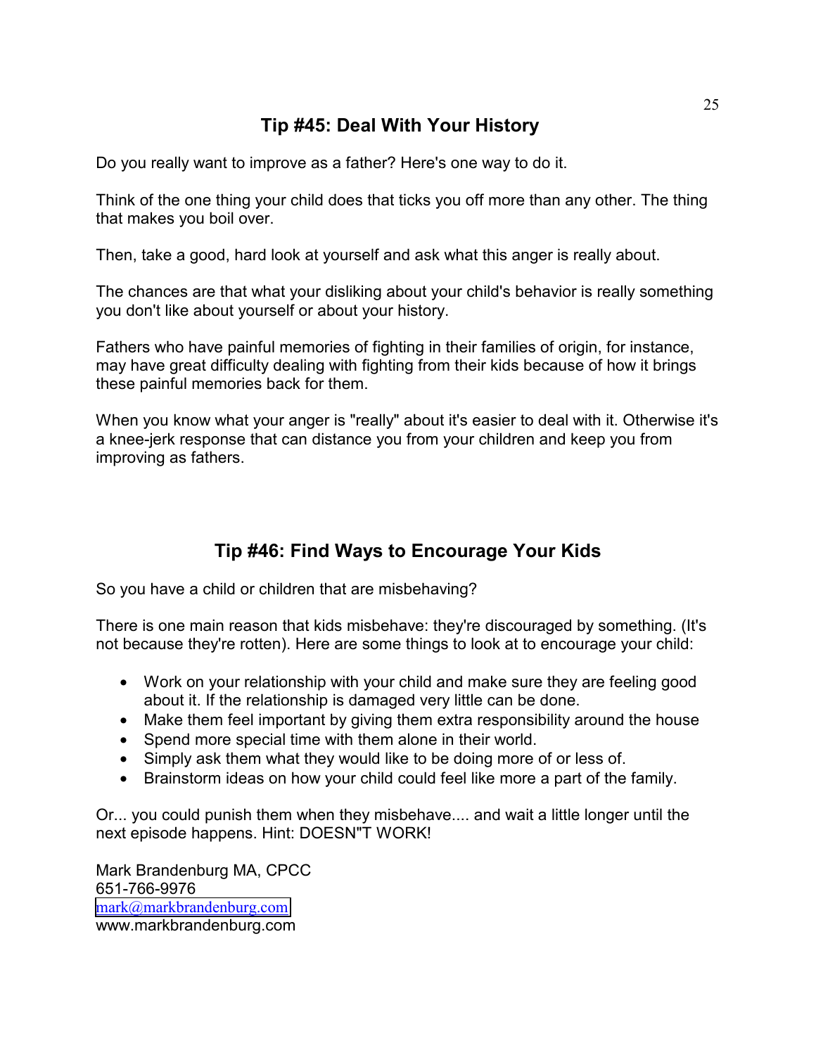## Tip #45: Deal With Your History

Do you really want to improve as a father? Here's one way to do it.

Think of the one thing your child does that ticks you off more than any other. The thing that makes you boil over.

Then, take a good, hard look at yourself and ask what this anger is really about.

The chances are that what your disliking about your child's behavior is really something you don't like about yourself or about your history.

Fathers who have painful memories of fighting in their families of origin, for instance, may have great difficulty dealing with fighting from their kids because of how it brings these painful memories back for them.

When you know what your anger is "really" about it's easier to deal with it. Otherwise it's a knee-jerk response that can distance you from your children and keep you from improving as fathers.

## Tip #46: Find Ways to Encourage Your Kids

So you have a child or children that are misbehaving?

There is one main reason that kids misbehave: they're discouraged by something. (It's not because they're rotten). Here are some things to look at to encourage your child:

- Work on your relationship with your child and make sure they are feeling good about it. If the relationship is damaged very little can be done.
- Make them feel important by giving them extra responsibility around the house
- Spend more special time with them alone in their world.
- Simply ask them what they would like to be doing more of or less of.
- Brainstorm ideas on how your child could feel like more a part of the family.

Or... you could punish them when they misbehave.... and wait a little longer until the next episode happens. Hint: DOESN"T WORK!

Mark Brandenburg MA, CPCC
651-766-9976
mark@markbrandenburg.com
www.markbrandenburg.com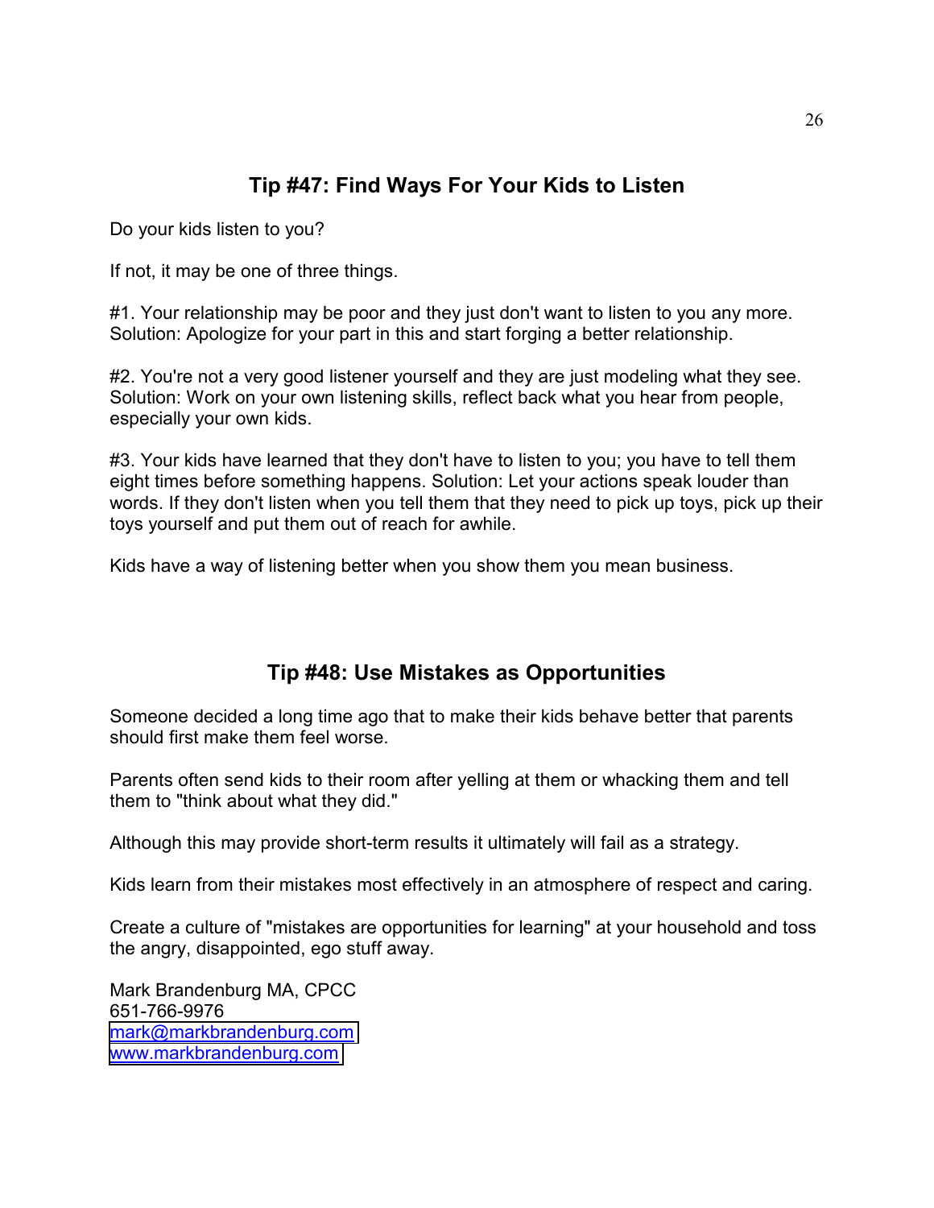## Tip #47: Find Ways For Your Kids to Listen

Do your kids listen to you?

If not, it may be one of three things.

#1. Your relationship may be poor and they just don't want to listen to you any more. Solution: Apologize for your part in this and start forging a better relationship.

#2. You're not a very good listener yourself and they are just modeling what they see. Solution: Work on your own listening skills, reflect back what you hear from people, especially your own kids.

#3. Your kids have learned that they don't have to listen to you; you have to tell them eight times before something happens. Solution: Let your actions speak louder than words. If they don't listen when you tell them that they need to pick up toys, pick up their toys yourself and put them out of reach for awhile.

Kids have a way of listening better when you show them you mean business.

## Tip #48: Use Mistakes as Opportunities

Someone decided a long time ago that to make their kids behave better that parents should first make them feel worse.

Parents often send kids to their room after yelling at them or whacking them and tell them to "think about what they did."

Although this may provide short-term results it ultimately will fail as a strategy.

Kids learn from their mistakes most effectively in an atmosphere of respect and caring.

Create a culture of "mistakes are opportunities for learning" at your household and toss the angry, disappointed, ego stuff away.

Mark Brandenburg MA, CPCC
651-766-9976
mark@markbrandenburg.com
www.markbrandenburg.com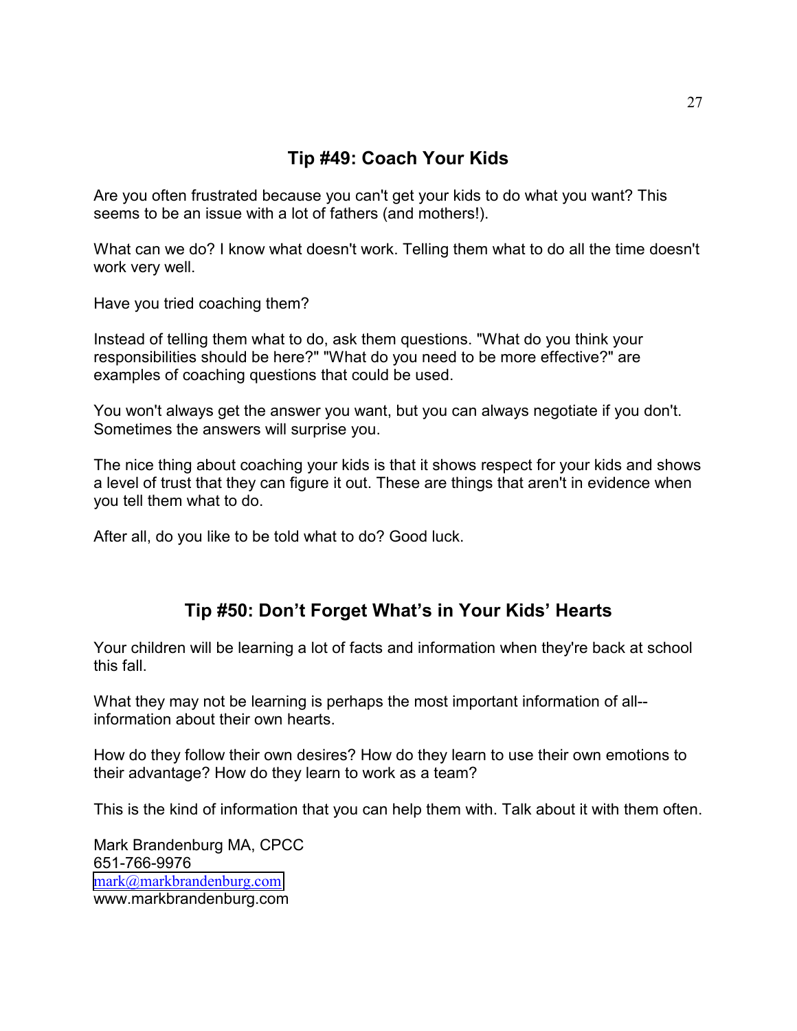## Tip #49: Coach Your Kids

Are you often frustrated because you can't get your kids to do what you want? This seems to be an issue with a lot of fathers (and mothers!).

What can we do? I know what doesn't work. Telling them what to do all the time doesn't work very well.

Have you tried coaching them?

Instead of telling them what to do, ask them questions. "What do you think your responsibilities should be here?" "What do you need to be more effective?" are examples of coaching questions that could be used.

You won't always get the answer you want, but you can always negotiate if you don't. Sometimes the answers will surprise you.

The nice thing about coaching your kids is that it shows respect for your kids and shows a level of trust that they can figure it out. These are things that aren't in evidence when you tell them what to do.

After all, do you like to be told what to do? Good luck.

## Tip #50: Don't Forget What's in Your Kids' Hearts

Your children will be learning a lot of facts and information when they're back at school this fall.

What they may not be learning is perhaps the most important information of all--information about their own hearts.

How do they follow their own desires? How do they learn to use their own emotions to their advantage? How do they learn to work as a team?

This is the kind of information that you can help them with. Talk about it with them often.

Mark Brandenburg MA, CPCC
651-766-9976
mark@markbrandenburg.com
www.markbrandenburg.com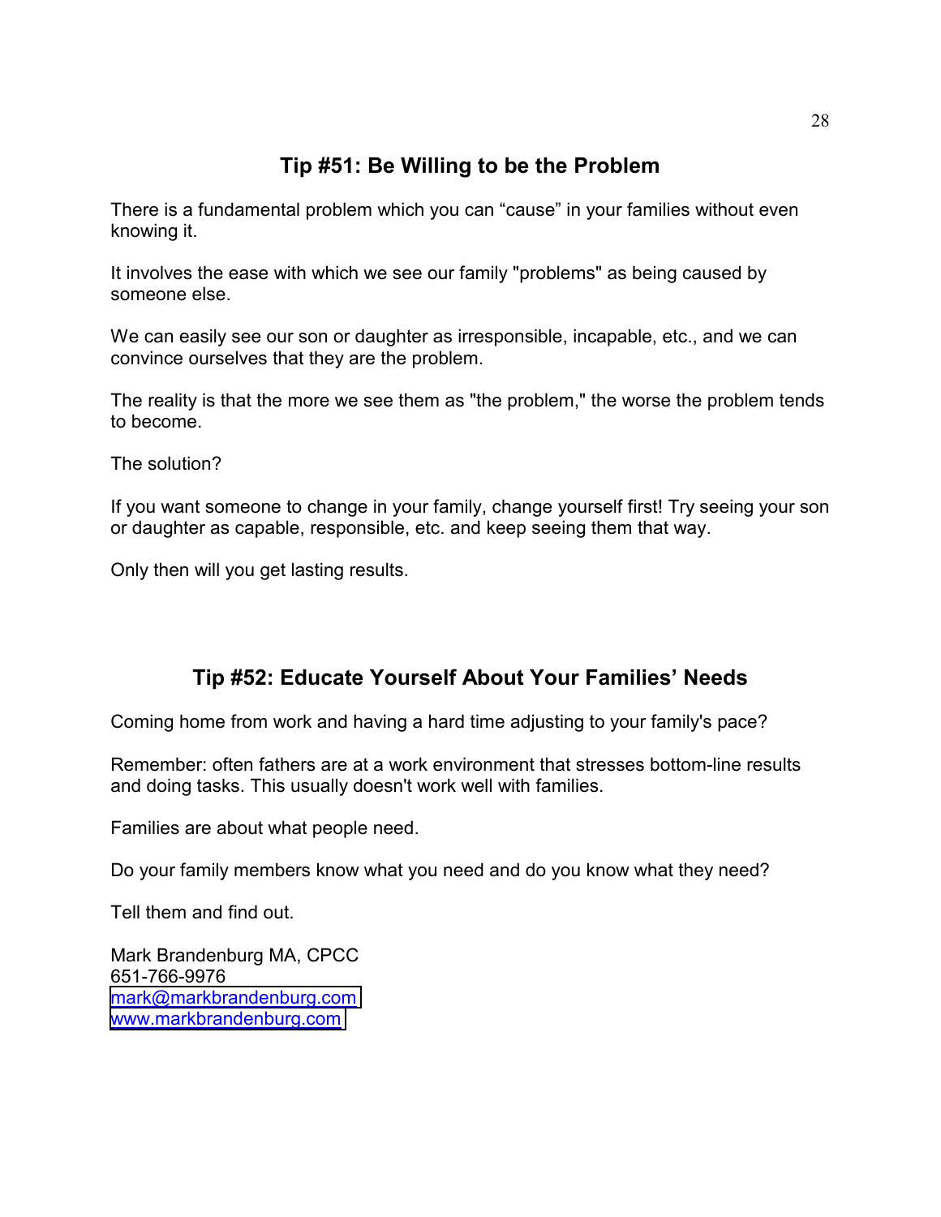## Tip #51: Be Willing to be the Problem

There is a fundamental problem which you can “cause” in your families without even knowing it.

It involves the ease with which we see our family "problems" as being caused by someone else.

We can easily see our son or daughter as irresponsible, incapable, etc., and we can convince ourselves that they are the problem.

The reality is that the more we see them as "the problem," the worse the problem tends to become.

The solution?

If you want someone to change in your family, change yourself first! Try seeing your son or daughter as capable, responsible, etc. and keep seeing them that way.

Only then will you get lasting results.

## Tip #52: Educate Yourself About Your Families’ Needs

Coming home from work and having a hard time adjusting to your family's pace?

Remember: often fathers are at a work environment that stresses bottom-line results and doing tasks. This usually doesn't work well with families.

Families are about what people need.

Do your family members know what you need and do you know what they need?

Tell them and find out.

Mark Brandenburg MA, CPCC
651-766-9976
mark@markbrandenburg.com
www.markbrandenburg.com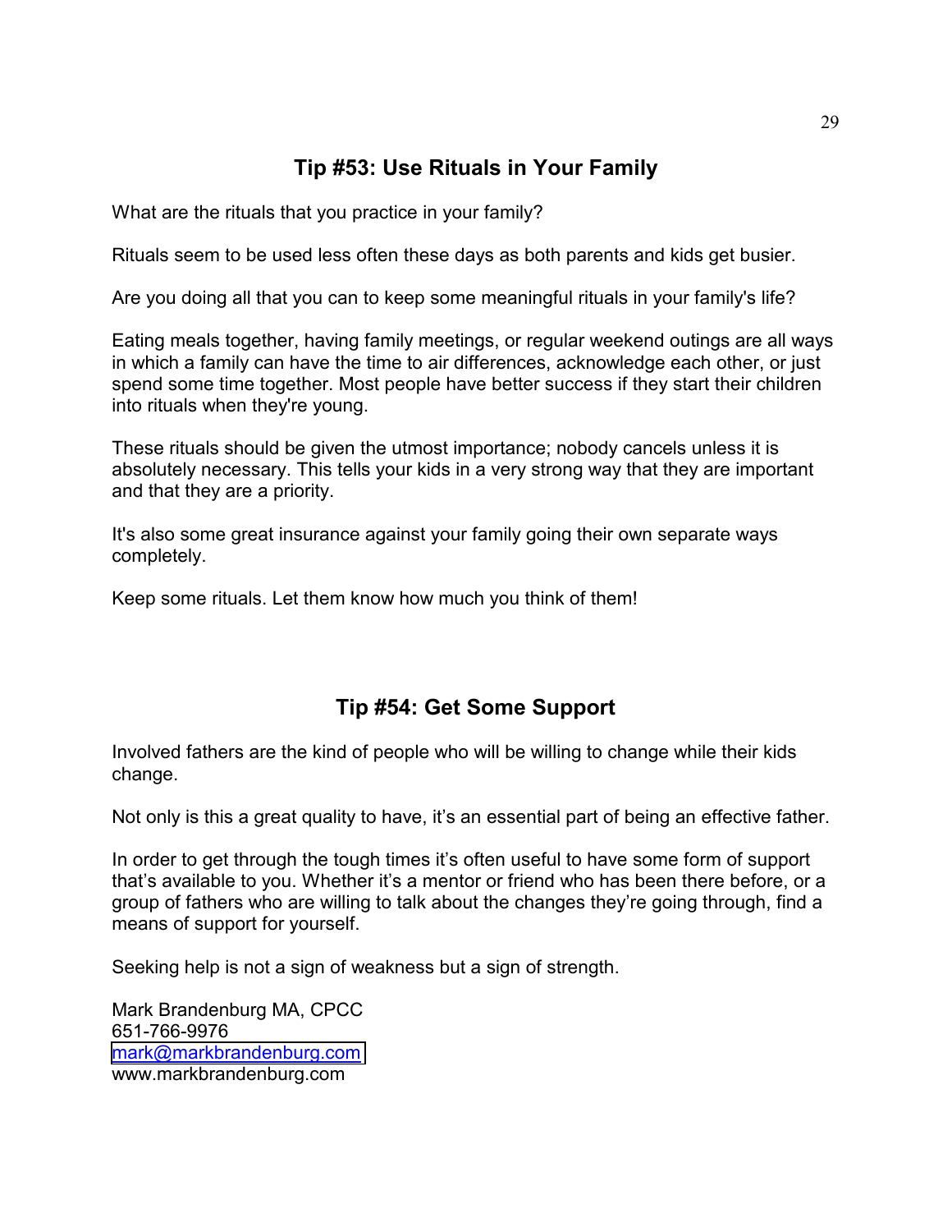## Tip #53: Use Rituals in Your Family

What are the rituals that you practice in your family?

Rituals seem to be used less often these days as both parents and kids get busier.

Are you doing all that you can to keep some meaningful rituals in your family's life?

Eating meals together, having family meetings, or regular weekend outings are all ways in which a family can have the time to air differences, acknowledge each other, or just spend some time together. Most people have better success if they start their children into rituals when they're young.

These rituals should be given the utmost importance; nobody cancels unless it is absolutely necessary. This tells your kids in a very strong way that they are important and that they are a priority.

It's also some great insurance against your family going their own separate ways completely.

Keep some rituals. Let them know how much you think of them!

## Tip #54: Get Some Support

Involved fathers are the kind of people who will be willing to change while their kids change.

Not only is this a great quality to have, it's an essential part of being an effective father.

In order to get through the tough times it's often useful to have some form of support that's available to you. Whether it's a mentor or friend who has been there before, or a group of fathers who are willing to talk about the changes they're going through, find a means of support for yourself.

Seeking help is not a sign of weakness but a sign of strength.

Mark Brandenburg MA, CPCC
651-766-9976
mark@markbrandenburg.com
www.markbrandenburg.com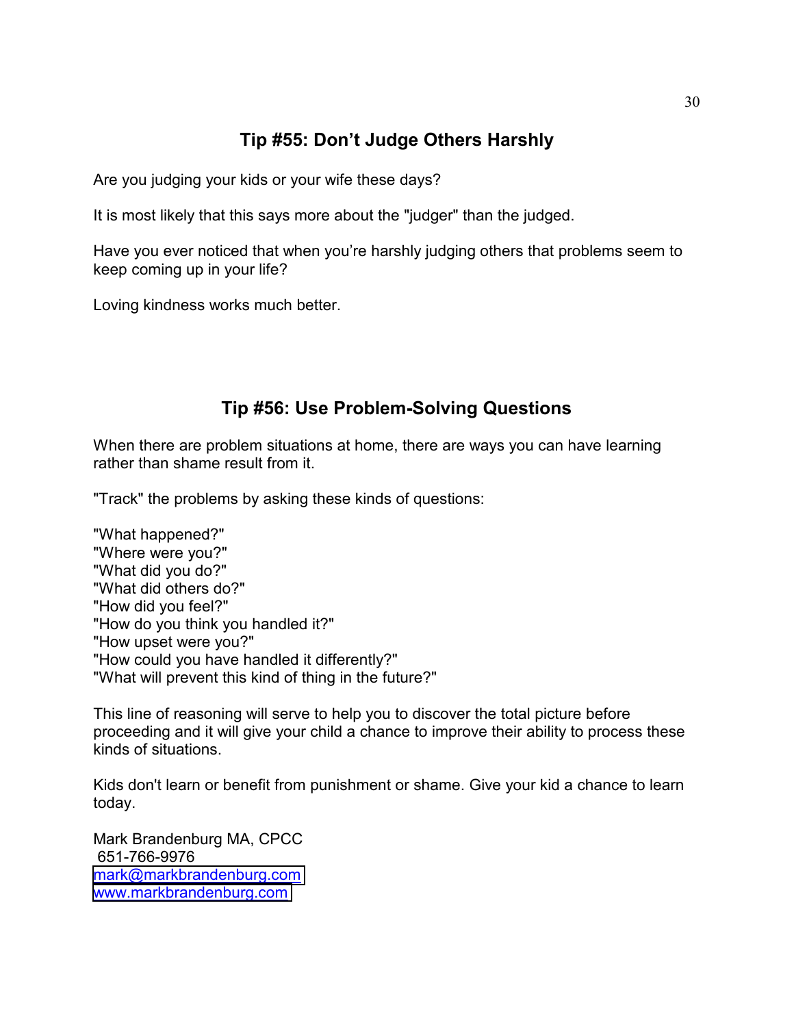## Tip #55: Don't Judge Others Harshly

Are you judging your kids or your wife these days?

It is most likely that this says more about the "judger" than the judged.

Have you ever noticed that when you're harshly judging others that problems seem to keep coming up in your life?

Loving kindness works much better.

## Tip #56: Use Problem-Solving Questions

When there are problem situations at home, there are ways you can have learning rather than shame result from it.

"Track" the problems by asking these kinds of questions:

"What happened?"
"Where were you?"
"What did you do?"
"What did others do?"
"How did you feel?"
"How do you think you handled it?"
"How upset were you?"
"How could you have handled it differently?"
"What will prevent this kind of thing in the future?"

This line of reasoning will serve to help you to discover the total picture before proceeding and it will give your child a chance to improve their ability to process these kinds of situations.

Kids don't learn or benefit from punishment or shame. Give your kid a chance to learn today.

Mark Brandenburg MA, CPCC
651-766-9976
mark@markbrandenburg.com
www.markbrandenburg.com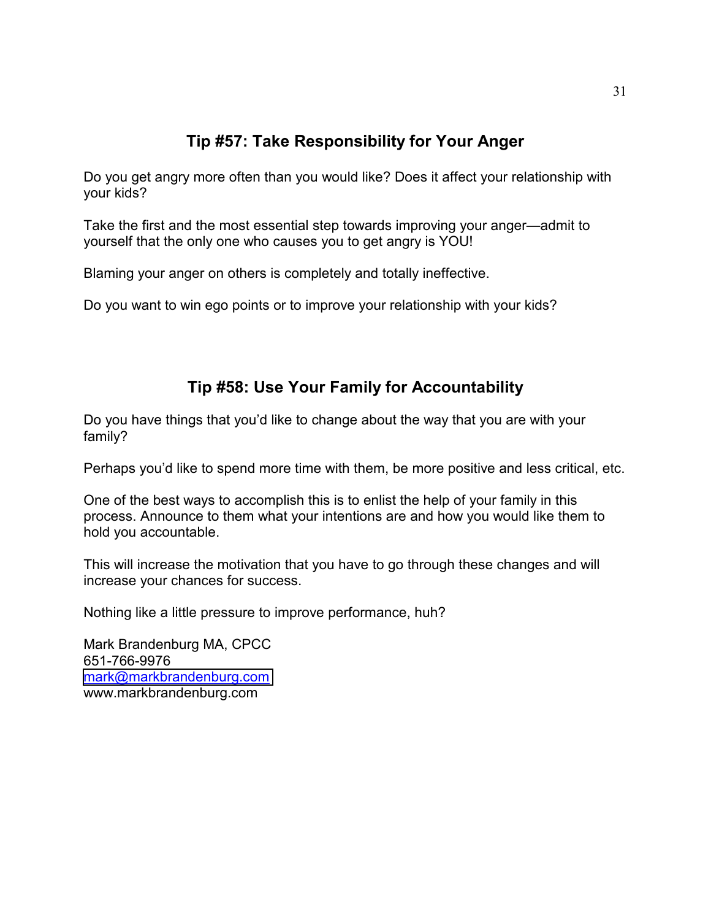## Tip #57: Take Responsibility for Your Anger

Do you get angry more often than you would like? Does it affect your relationship with your kids?

Take the first and the most essential step towards improving your anger—admit to yourself that the only one who causes you to get angry is YOU!

Blaming your anger on others is completely and totally ineffective.

Do you want to win ego points or to improve your relationship with your kids?

## Tip #58: Use Your Family for Accountability

Do you have things that you'd like to change about the way that you are with your family?

Perhaps you'd like to spend more time with them, be more positive and less critical, etc.

One of the best ways to accomplish this is to enlist the help of your family in this process. Announce to them what your intentions are and how you would like them to hold you accountable.

This will increase the motivation that you have to go through these changes and will increase your chances for success.

Nothing like a little pressure to improve performance, huh?

Mark Brandenburg MA, CPCC
651-766-9976
mark@markbrandenburg.com
www.markbrandenburg.com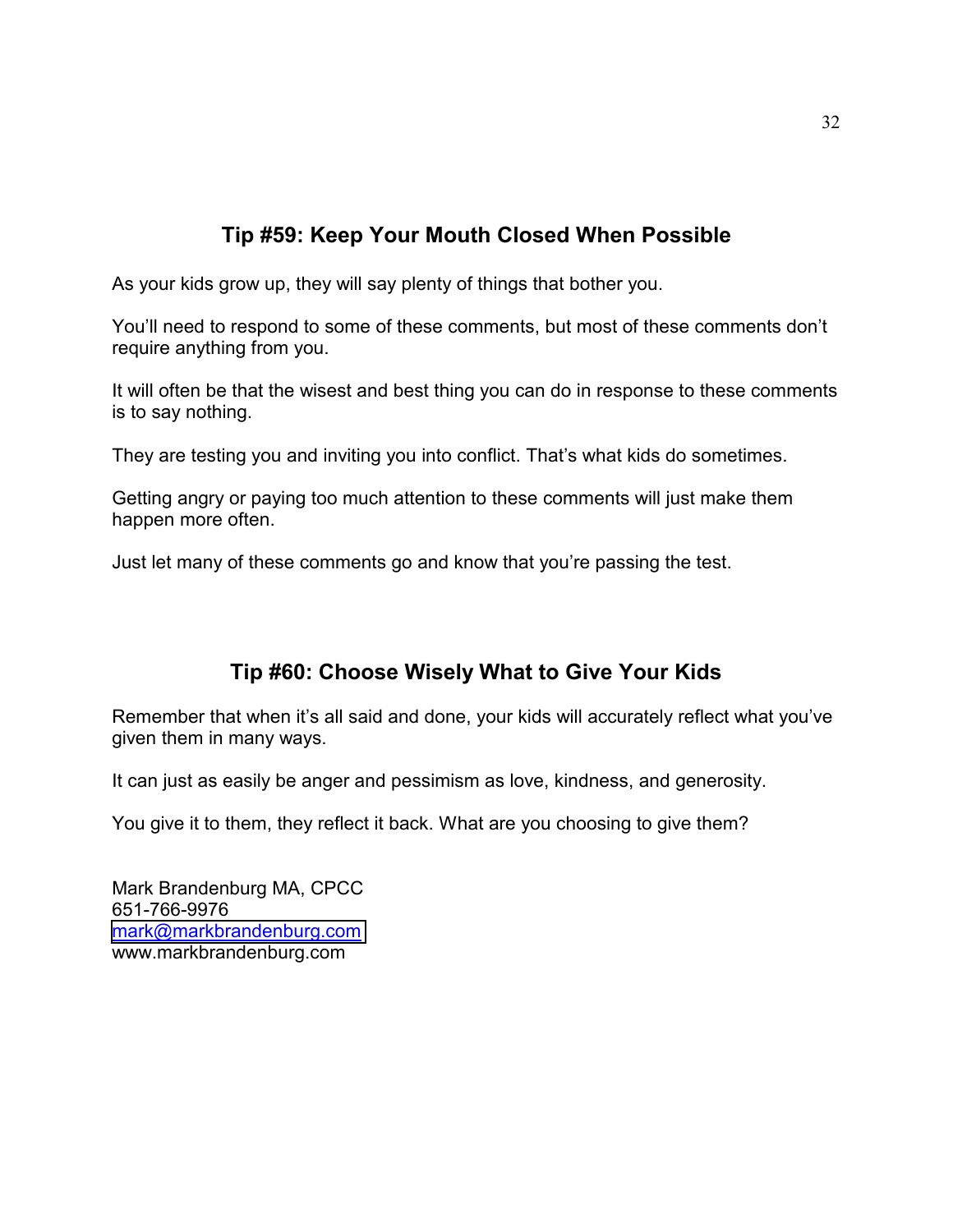## Tip #59: Keep Your Mouth Closed When Possible

As your kids grow up, they will say plenty of things that bother you.

You'll need to respond to some of these comments, but most of these comments don't require anything from you.

It will often be that the wisest and best thing you can do in response to these comments is to say nothing.

They are testing you and inviting you into conflict. That's what kids do sometimes.

Getting angry or paying too much attention to these comments will just make them happen more often.

Just let many of these comments go and know that you're passing the test.

## Tip #60: Choose Wisely What to Give Your Kids

Remember that when it's all said and done, your kids will accurately reflect what you've given them in many ways.

It can just as easily be anger and pessimism as love, kindness, and generosity.

You give it to them, they reflect it back. What are you choosing to give them?

Mark Brandenburg MA, CPCC
651-766-9976
mark@markbrandenburg.com
www.markbrandenburg.com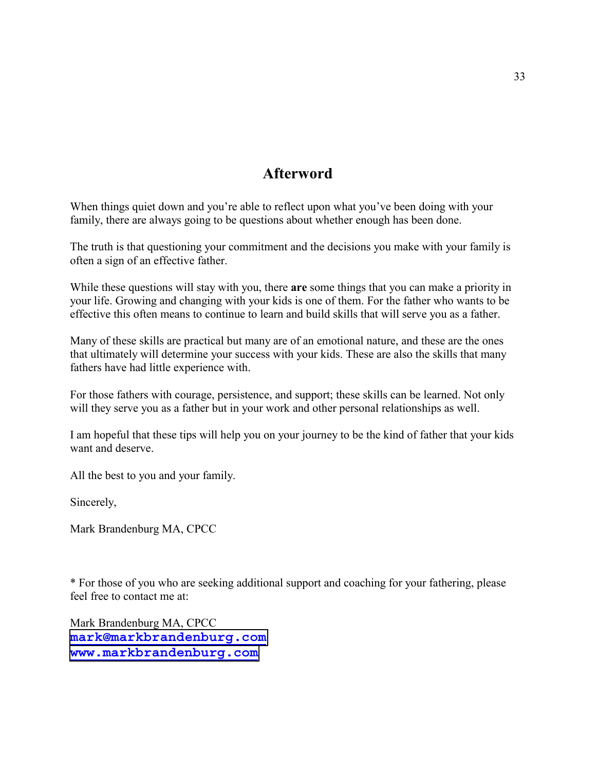# Afterword

When things quiet down and you're able to reflect upon what you've been doing with your family, there are always going to be questions about whether enough has been done.

The truth is that questioning your commitment and the decisions you make with your family is often a sign of an effective father.

While these questions will stay with you, there **are** some things that you can make a priority in your life. Growing and changing with your kids is one of them. For the father who wants to be effective this often means to continue to learn and build skills that will serve you as a father.

Many of these skills are practical but many are of an emotional nature, and these are the ones that ultimately will determine your success with your kids. These are also the skills that many fathers have had little experience with.

For those fathers with courage, persistence, and support; these skills can be learned. Not only will they serve you as a father but in your work and other personal relationships as well.

I am hopeful that these tips will help you on your journey to be the kind of father that your kids want and deserve.

All the best to you and your family.

Sincerely,

Mark Brandenburg MA, CPCC

* For those of you who are seeking additional support and coaching for your fathering, please feel free to contact me at:

Mark Brandenburg MA, CPCC
mark@markbrandenburg.com
www.markbrandenburg.com